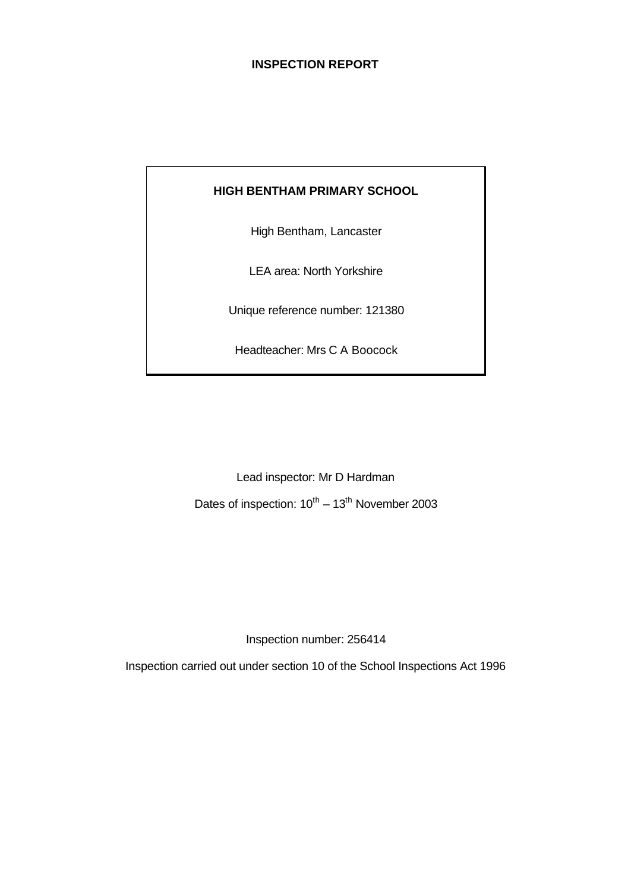# INSPECTION REPORT

**HIGH BENTHAM PRIMARY SCHOOL**

High Bentham, Lancaster

LEA area: North Yorkshire

Unique reference number: 121380

Headteacher: Mrs C A Boocock

Lead inspector: Mr D Hardman

Dates of inspection: 10th – 13th November 2003

Inspection number: 256414

Inspection carried out under section 10 of the School Inspections Act 1996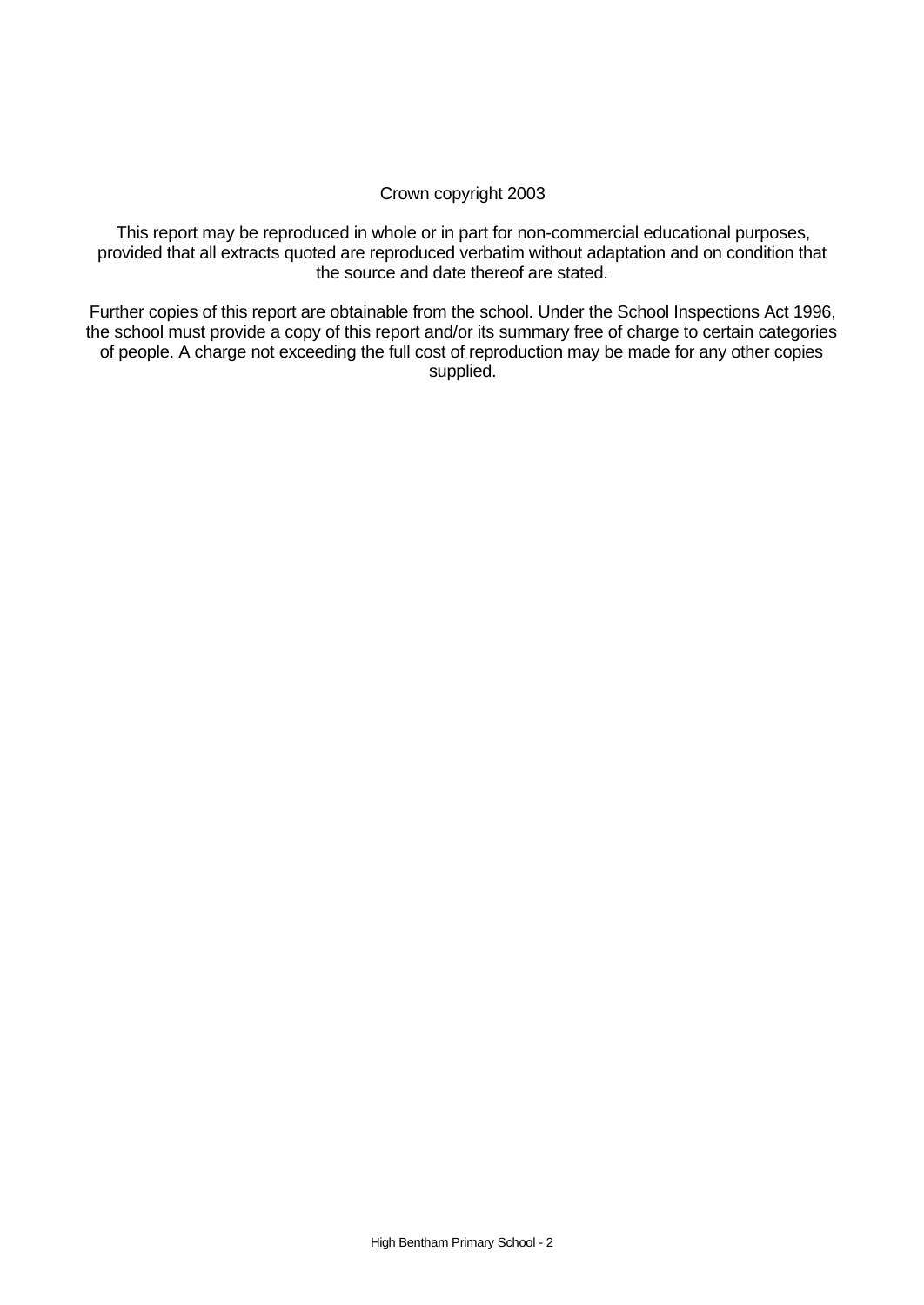Crown copyright 2003

This report may be reproduced in whole or in part for non-commercial educational purposes, provided that all extracts quoted are reproduced verbatim without adaptation and on condition that the source and date thereof are stated.

Further copies of this report are obtainable from the school. Under the School Inspections Act 1996, the school must provide a copy of this report and/or its summary free of charge to certain categories of people. A charge not exceeding the full cost of reproduction may be made for any other copies supplied.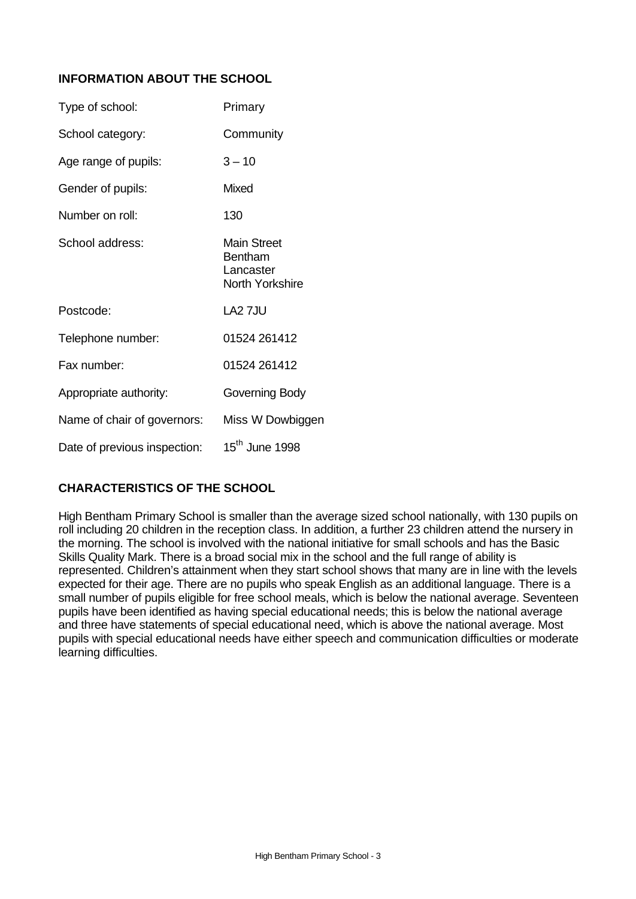## INFORMATION ABOUT THE SCHOOL

| | |
|---|---|
| Type of school: | Primary |
| School category: | Community |
| Age range of pupils: | 3 – 10 |
| Gender of pupils: | Mixed |
| Number on roll: | 130 |
| School address: | Main Street<br>Bentham<br>Lancaster<br>North Yorkshire |
| Postcode: | LA2 7JU |
| Telephone number: | 01524 261412 |
| Fax number: | 01524 261412 |
| Appropriate authority: | Governing Body |
| Name of chair of governors: | Miss W Dowbiggen |
| Date of previous inspection: | 15th June 1998 |

## CHARACTERISTICS OF THE SCHOOL

High Bentham Primary School is smaller than the average sized school nationally, with 130 pupils on roll including 20 children in the reception class. In addition, a further 23 children attend the nursery in the morning. The school is involved with the national initiative for small schools and has the Basic Skills Quality Mark. There is a broad social mix in the school and the full range of ability is represented. Children's attainment when they start school shows that many are in line with the levels expected for their age. There are no pupils who speak English as an additional language. There is a small number of pupils eligible for free school meals, which is below the national average. Seventeen pupils have been identified as having special educational needs; this is below the national average and three have statements of special educational need, which is above the national average. Most pupils with special educational needs have either speech and communication difficulties or moderate learning difficulties.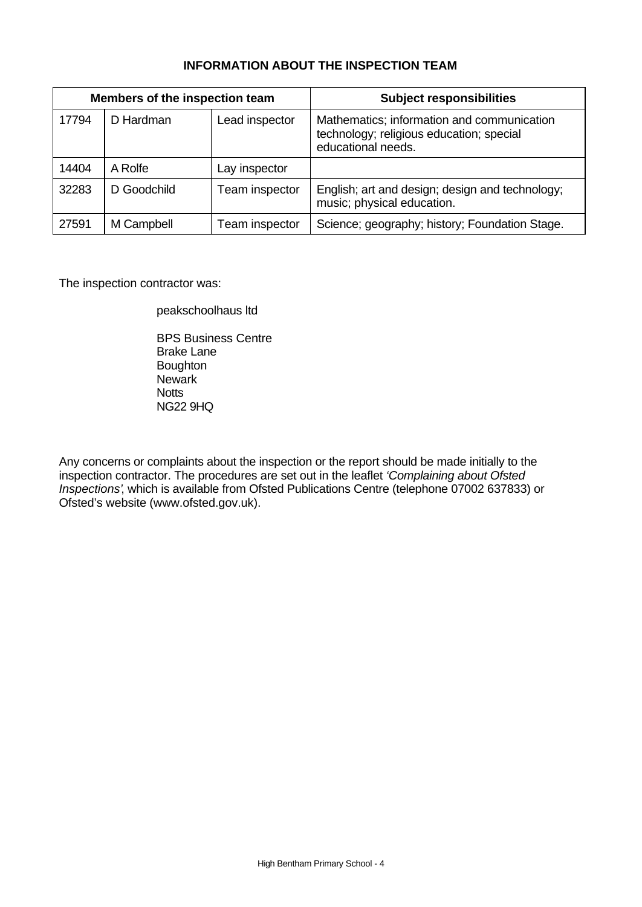## INFORMATION ABOUT THE INSPECTION TEAM

| Members of the inspection team | | | Subject responsibilities |
|---|---|---|---|
| 17794 | D Hardman | Lead inspector | Mathematics; information and communication technology; religious education; special educational needs. |
| 14404 | A Rolfe | Lay inspector | |
| 32283 | D Goodchild | Team inspector | English; art and design; design and technology; music; physical education. |
| 27591 | M Campbell | Team inspector | Science; geography; history; Foundation Stage. |

The inspection contractor was:

peakschoolhaus ltd

BPS Business Centre
Brake Lane
Boughton
Newark
Notts
NG22 9HQ

Any concerns or complaints about the inspection or the report should be made initially to the inspection contractor. The procedures are set out in the leaflet *'Complaining about Ofsted Inspections'*, which is available from Ofsted Publications Centre (telephone 07002 637833) or Ofsted's website (www.ofsted.gov.uk).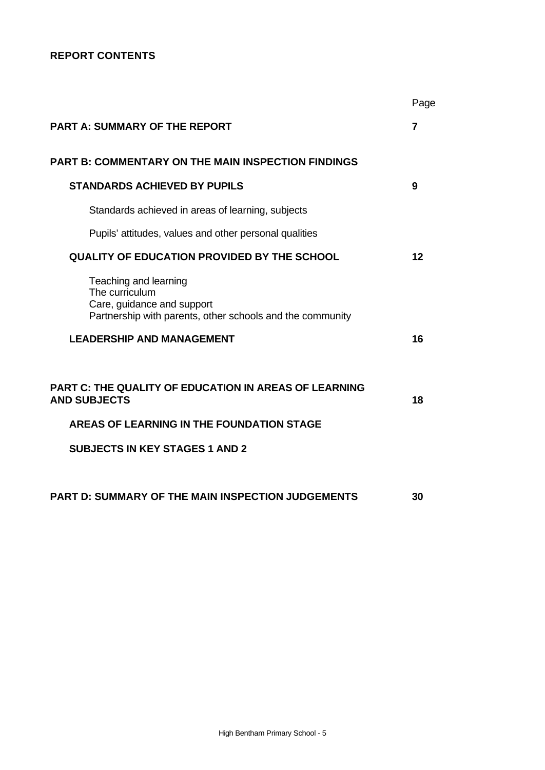**REPORT CONTENTS**

| | Page |
|---|---|
| **PART A: SUMMARY OF THE REPORT** | **7** |
| **PART B: COMMENTARY ON THE MAIN INSPECTION FINDINGS** | |
| **STANDARDS ACHIEVED BY PUPILS** | **9** |
| Standards achieved in areas of learning, subjects | |
| Pupils' attitudes, values and other personal qualities | |
| **QUALITY OF EDUCATION PROVIDED BY THE SCHOOL** | **12** |
| Teaching and learning<br>The curriculum<br>Care, guidance and support<br>Partnership with parents, other schools and the community | |
| **LEADERSHIP AND MANAGEMENT** | **16** |
| **PART C: THE QUALITY OF EDUCATION IN AREAS OF LEARNING AND SUBJECTS** | **18** |
| **AREAS OF LEARNING IN THE FOUNDATION STAGE** | |
| **SUBJECTS IN KEY STAGES 1 AND 2** | |
| **PART D: SUMMARY OF THE MAIN INSPECTION JUDGEMENTS** | **30** |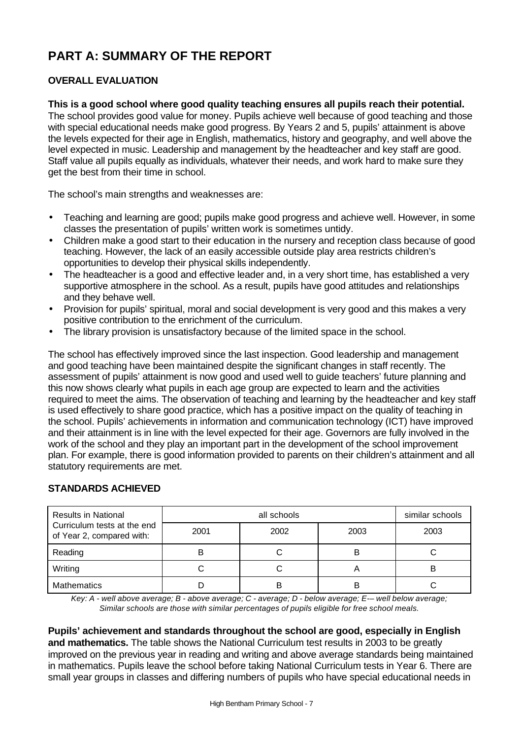# PART A: SUMMARY OF THE REPORT

## OVERALL EVALUATION

**This is a good school where good quality teaching ensures all pupils reach their potential.** The school provides good value for money. Pupils achieve well because of good teaching and those with special educational needs make good progress. By Years 2 and 5, pupils' attainment is above the levels expected for their age in English, mathematics, history and geography, and well above the level expected in music. Leadership and management by the headteacher and key staff are good. Staff value all pupils equally as individuals, whatever their needs, and work hard to make sure they get the best from their time in school.

The school's main strengths and weaknesses are:

- Teaching and learning are good; pupils make good progress and achieve well. However, in some classes the presentation of pupils' written work is sometimes untidy.
- Children make a good start to their education in the nursery and reception class because of good teaching. However, the lack of an easily accessible outside play area restricts children's opportunities to develop their physical skills independently.
- The headteacher is a good and effective leader and, in a very short time, has established a very supportive atmosphere in the school. As a result, pupils have good attitudes and relationships and they behave well.
- Provision for pupils' spiritual, moral and social development is very good and this makes a very positive contribution to the enrichment of the curriculum.
- The library provision is unsatisfactory because of the limited space in the school.

The school has effectively improved since the last inspection. Good leadership and management and good teaching have been maintained despite the significant changes in staff recently. The assessment of pupils' attainment is now good and used well to guide teachers' future planning and this now shows clearly what pupils in each age group are expected to learn and the activities required to meet the aims. The observation of teaching and learning by the headteacher and key staff is used effectively to share good practice, which has a positive impact on the quality of teaching in the school. Pupils' achievements in information and communication technology (ICT) have improved and their attainment is in line with the level expected for their age. Governors are fully involved in the work of the school and they play an important part in the development of the school improvement plan. For example, there is good information provided to parents on their children's attainment and all statutory requirements are met.

## STANDARDS ACHIEVED

| Results in National Curriculum tests at the end of Year 2, compared with: | all schools | | | similar schools |
|---|---|---|---|---|
| | 2001 | 2002 | 2003 | 2003 |
| Reading | B | C | B | C |
| Writing | C | C | A | B |
| Mathematics | D | B | B | C |

*Key: A - well above average; B - above average; C - average; D - below average; E-– well below average; Similar schools are those with similar percentages of pupils eligible for free school meals.*

**Pupils' achievement and standards throughout the school are good, especially in English and mathematics.** The table shows the National Curriculum test results in 2003 to be greatly improved on the previous year in reading and writing and above average standards being maintained in mathematics. Pupils leave the school before taking National Curriculum tests in Year 6. There are small year groups in classes and differing numbers of pupils who have special educational needs in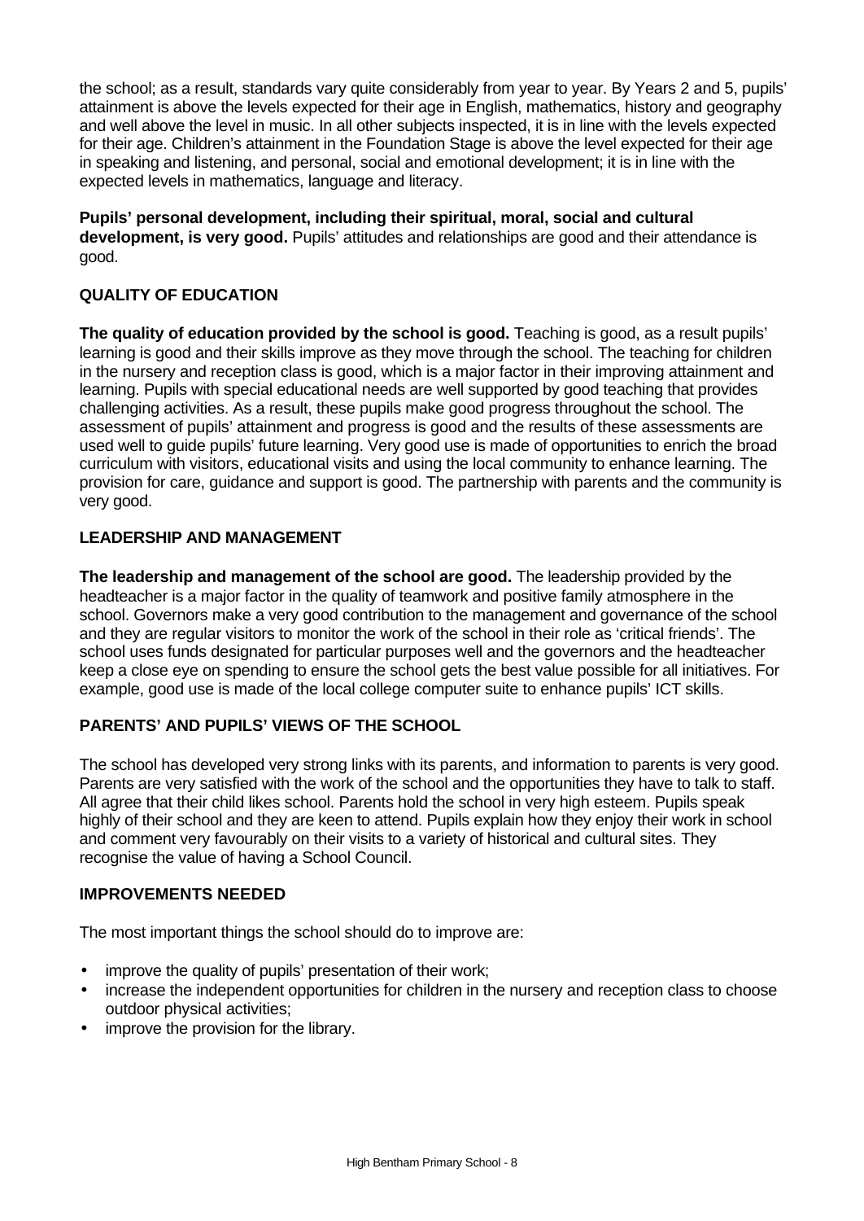the school; as a result, standards vary quite considerably from year to year. By Years 2 and 5, pupils' attainment is above the levels expected for their age in English, mathematics, history and geography and well above the level in music. In all other subjects inspected, it is in line with the levels expected for their age. Children's attainment in the Foundation Stage is above the level expected for their age in speaking and listening, and personal, social and emotional development; it is in line with the expected levels in mathematics, language and literacy.

**Pupils' personal development, including their spiritual, moral, social and cultural development, is very good.** Pupils' attitudes and relationships are good and their attendance is good.

## QUALITY OF EDUCATION

**The quality of education provided by the school is good.** Teaching is good, as a result pupils' learning is good and their skills improve as they move through the school. The teaching for children in the nursery and reception class is good, which is a major factor in their improving attainment and learning. Pupils with special educational needs are well supported by good teaching that provides challenging activities. As a result, these pupils make good progress throughout the school. The assessment of pupils' attainment and progress is good and the results of these assessments are used well to guide pupils' future learning. Very good use is made of opportunities to enrich the broad curriculum with visitors, educational visits and using the local community to enhance learning. The provision for care, guidance and support is good. The partnership with parents and the community is very good.

## LEADERSHIP AND MANAGEMENT

**The leadership and management of the school are good.** The leadership provided by the headteacher is a major factor in the quality of teamwork and positive family atmosphere in the school. Governors make a very good contribution to the management and governance of the school and they are regular visitors to monitor the work of the school in their role as 'critical friends'. The school uses funds designated for particular purposes well and the governors and the headteacher keep a close eye on spending to ensure the school gets the best value possible for all initiatives. For example, good use is made of the local college computer suite to enhance pupils' ICT skills.

## PARENTS' AND PUPILS' VIEWS OF THE SCHOOL

The school has developed very strong links with its parents, and information to parents is very good. Parents are very satisfied with the work of the school and the opportunities they have to talk to staff. All agree that their child likes school. Parents hold the school in very high esteem. Pupils speak highly of their school and they are keen to attend. Pupils explain how they enjoy their work in school and comment very favourably on their visits to a variety of historical and cultural sites. They recognise the value of having a School Council.

## IMPROVEMENTS NEEDED

The most important things the school should do to improve are:

- improve the quality of pupils' presentation of their work;
- increase the independent opportunities for children in the nursery and reception class to choose outdoor physical activities;
- improve the provision for the library.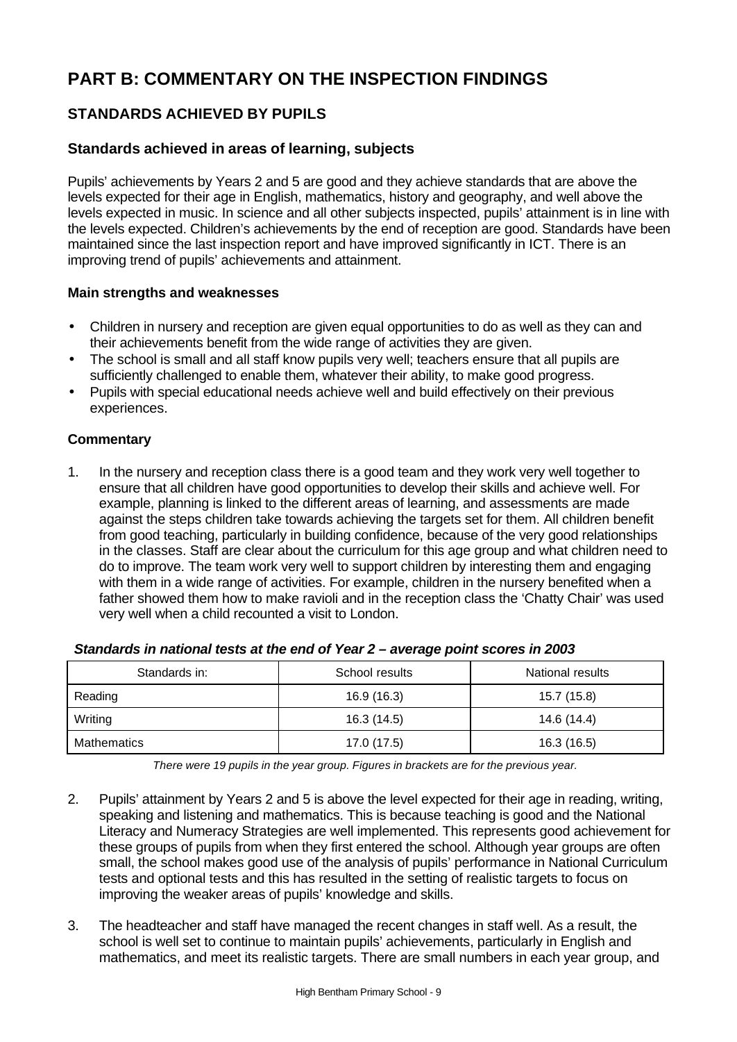# PART B: COMMENTARY ON THE INSPECTION FINDINGS

## STANDARDS ACHIEVED BY PUPILS

### Standards achieved in areas of learning, subjects

Pupils' achievements by Years 2 and 5 are good and they achieve standards that are above the levels expected for their age in English, mathematics, history and geography, and well above the levels expected in music. In science and all other subjects inspected, pupils' attainment is in line with the levels expected. Children's achievements by the end of reception are good. Standards have been maintained since the last inspection report and have improved significantly in ICT. There is an improving trend of pupils' achievements and attainment.

**Main strengths and weaknesses**

- Children in nursery and reception are given equal opportunities to do as well as they can and their achievements benefit from the wide range of activities they are given.
- The school is small and all staff know pupils very well; teachers ensure that all pupils are sufficiently challenged to enable them, whatever their ability, to make good progress.
- Pupils with special educational needs achieve well and build effectively on their previous experiences.

**Commentary**

1. In the nursery and reception class there is a good team and they work very well together to ensure that all children have good opportunities to develop their skills and achieve well. For example, planning is linked to the different areas of learning, and assessments are made against the steps children take towards achieving the targets set for them. All children benefit from good teaching, particularly in building confidence, because of the very good relationships in the classes. Staff are clear about the curriculum for this age group and what children need to do to improve. The team work very well to support children by interesting them and engaging with them in a wide range of activities. For example, children in the nursery benefited when a father showed them how to make ravioli and in the reception class the 'Chatty Chair' was used very well when a child recounted a visit to London.

***Standards in national tests at the end of Year 2 – average point scores in 2003***

| Standards in: | School results | National results |
|---|---|---|
| Reading | 16.9 (16.3) | 15.7 (15.8) |
| Writing | 16.3 (14.5) | 14.6 (14.4) |
| Mathematics | 17.0 (17.5) | 16.3 (16.5) |

*There were 19 pupils in the year group. Figures in brackets are for the previous year.*

2. Pupils' attainment by Years 2 and 5 is above the level expected for their age in reading, writing, speaking and listening and mathematics. This is because teaching is good and the National Literacy and Numeracy Strategies are well implemented. This represents good achievement for these groups of pupils from when they first entered the school. Although year groups are often small, the school makes good use of the analysis of pupils' performance in National Curriculum tests and optional tests and this has resulted in the setting of realistic targets to focus on improving the weaker areas of pupils' knowledge and skills.

3. The headteacher and staff have managed the recent changes in staff well. As a result, the school is well set to continue to maintain pupils' achievements, particularly in English and mathematics, and meet its realistic targets. There are small numbers in each year group, and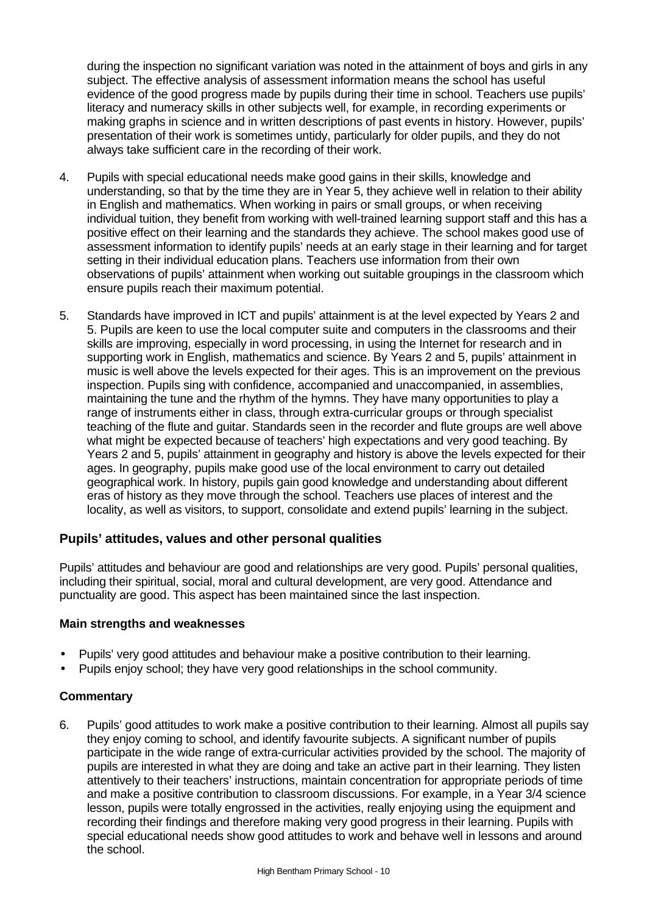during the inspection no significant variation was noted in the attainment of boys and girls in any subject. The effective analysis of assessment information means the school has useful evidence of the good progress made by pupils during their time in school. Teachers use pupils' literacy and numeracy skills in other subjects well, for example, in recording experiments or making graphs in science and in written descriptions of past events in history. However, pupils' presentation of their work is sometimes untidy, particularly for older pupils, and they do not always take sufficient care in the recording of their work.

4. Pupils with special educational needs make good gains in their skills, knowledge and understanding, so that by the time they are in Year 5, they achieve well in relation to their ability in English and mathematics. When working in pairs or small groups, or when receiving individual tuition, they benefit from working with well-trained learning support staff and this has a positive effect on their learning and the standards they achieve. The school makes good use of assessment information to identify pupils' needs at an early stage in their learning and for target setting in their individual education plans. Teachers use information from their own observations of pupils' attainment when working out suitable groupings in the classroom which ensure pupils reach their maximum potential.

5. Standards have improved in ICT and pupils' attainment is at the level expected by Years 2 and 5. Pupils are keen to use the local computer suite and computers in the classrooms and their skills are improving, especially in word processing, in using the Internet for research and in supporting work in English, mathematics and science. By Years 2 and 5, pupils' attainment in music is well above the levels expected for their ages. This is an improvement on the previous inspection. Pupils sing with confidence, accompanied and unaccompanied, in assemblies, maintaining the tune and the rhythm of the hymns. They have many opportunities to play a range of instruments either in class, through extra-curricular groups or through specialist teaching of the flute and guitar. Standards seen in the recorder and flute groups are well above what might be expected because of teachers' high expectations and very good teaching. By Years 2 and 5, pupils' attainment in geography and history is above the levels expected for their ages. In geography, pupils make good use of the local environment to carry out detailed geographical work. In history, pupils gain good knowledge and understanding about different eras of history as they move through the school. Teachers use places of interest and the locality, as well as visitors, to support, consolidate and extend pupils' learning in the subject.

## Pupils' attitudes, values and other personal qualities

Pupils' attitudes and behaviour are good and relationships are very good. Pupils' personal qualities, including their spiritual, social, moral and cultural development, are very good. Attendance and punctuality are good. This aspect has been maintained since the last inspection.

### Main strengths and weaknesses

- Pupils' very good attitudes and behaviour make a positive contribution to their learning.
- Pupils enjoy school; they have very good relationships in the school community.

### Commentary

6. Pupils' good attitudes to work make a positive contribution to their learning. Almost all pupils say they enjoy coming to school, and identify favourite subjects. A significant number of pupils participate in the wide range of extra-curricular activities provided by the school. The majority of pupils are interested in what they are doing and take an active part in their learning. They listen attentively to their teachers' instructions, maintain concentration for appropriate periods of time and make a positive contribution to classroom discussions. For example, in a Year 3/4 science lesson, pupils were totally engrossed in the activities, really enjoying using the equipment and recording their findings and therefore making very good progress in their learning. Pupils with special educational needs show good attitudes to work and behave well in lessons and around the school.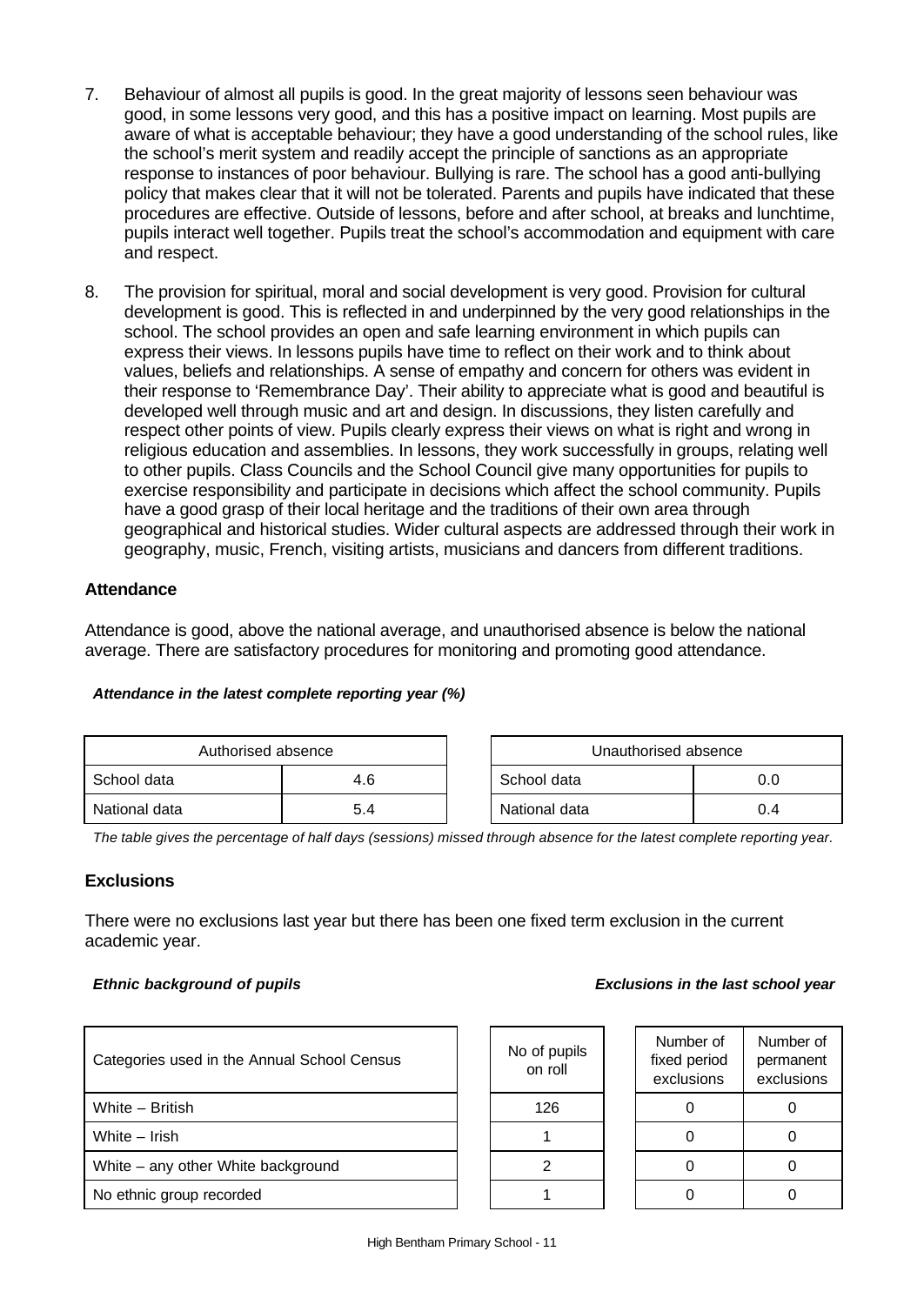7. Behaviour of almost all pupils is good. In the great majority of lessons seen behaviour was good, in some lessons very good, and this has a positive impact on learning. Most pupils are aware of what is acceptable behaviour; they have a good understanding of the school rules, like the school's merit system and readily accept the principle of sanctions as an appropriate response to instances of poor behaviour. Bullying is rare. The school has a good anti-bullying policy that makes clear that it will not be tolerated. Parents and pupils have indicated that these procedures are effective. Outside of lessons, before and after school, at breaks and lunchtime, pupils interact well together. Pupils treat the school's accommodation and equipment with care and respect.

8. The provision for spiritual, moral and social development is very good. Provision for cultural development is good. This is reflected in and underpinned by the very good relationships in the school. The school provides an open and safe learning environment in which pupils can express their views. In lessons pupils have time to reflect on their work and to think about values, beliefs and relationships. A sense of empathy and concern for others was evident in their response to 'Remembrance Day'. Their ability to appreciate what is good and beautiful is developed well through music and art and design. In discussions, they listen carefully and respect other points of view. Pupils clearly express their views on what is right and wrong in religious education and assemblies. In lessons, they work successfully in groups, relating well to other pupils. Class Councils and the School Council give many opportunities for pupils to exercise responsibility and participate in decisions which affect the school community. Pupils have a good grasp of their local heritage and the traditions of their own area through geographical and historical studies. Wider cultural aspects are addressed through their work in geography, music, French, visiting artists, musicians and dancers from different traditions.

### Attendance

Attendance is good, above the national average, and unauthorised absence is below the national average. There are satisfactory procedures for monitoring and promoting good attendance.

***Attendance in the latest complete reporting year (%)***

| Authorised absence | | Unauthorised absence | |
|---|---|---|---|
| School data | 4.6 | School data | 0.0 |
| National data | 5.4 | National data | 0.4 |

*The table gives the percentage of half days (sessions) missed through absence for the latest complete reporting year.*

### Exclusions

There were no exclusions last year but there has been one fixed term exclusion in the current academic year.

***Ethnic background of pupils*** ***Exclusions in the last school year***

| Categories used in the Annual School Census | No of pupils on roll | Number of fixed period exclusions | Number of permanent exclusions |
|---|---|---|---|
| White – British | 126 | 0 | 0 |
| White – Irish | 1 | 0 | 0 |
| White – any other White background | 2 | 0 | 0 |
| No ethnic group recorded | 1 | 0 | 0 |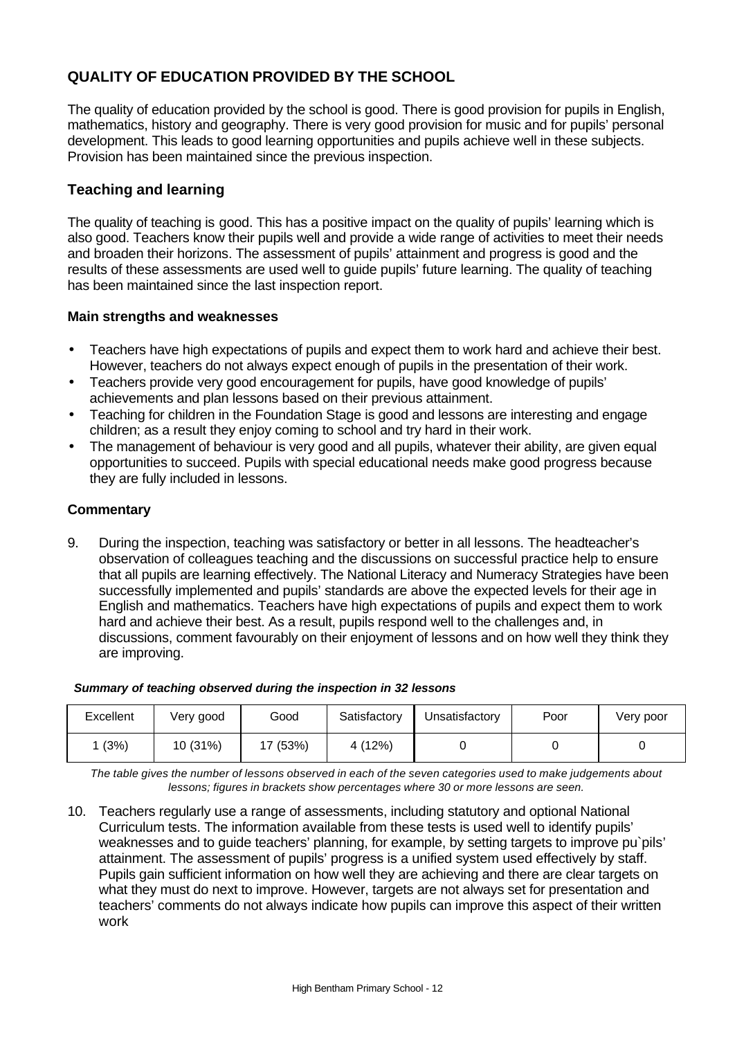## QUALITY OF EDUCATION PROVIDED BY THE SCHOOL

The quality of education provided by the school is good. There is good provision for pupils in English, mathematics, history and geography. There is very good provision for music and for pupils' personal development. This leads to good learning opportunities and pupils achieve well in these subjects. Provision has been maintained since the previous inspection.

### Teaching and learning

The quality of teaching is good. This has a positive impact on the quality of pupils' learning which is also good. Teachers know their pupils well and provide a wide range of activities to meet their needs and broaden their horizons. The assessment of pupils' attainment and progress is good and the results of these assessments are used well to guide pupils' future learning. The quality of teaching has been maintained since the last inspection report.

#### Main strengths and weaknesses

- Teachers have high expectations of pupils and expect them to work hard and achieve their best. However, teachers do not always expect enough of pupils in the presentation of their work.
- Teachers provide very good encouragement for pupils, have good knowledge of pupils' achievements and plan lessons based on their previous attainment.
- Teaching for children in the Foundation Stage is good and lessons are interesting and engage children; as a result they enjoy coming to school and try hard in their work.
- The management of behaviour is very good and all pupils, whatever their ability, are given equal opportunities to succeed. Pupils with special educational needs make good progress because they are fully included in lessons.

#### Commentary

9. During the inspection, teaching was satisfactory or better in all lessons. The headteacher's observation of colleagues teaching and the discussions on successful practice help to ensure that all pupils are learning effectively. The National Literacy and Numeracy Strategies have been successfully implemented and pupils' standards are above the expected levels for their age in English and mathematics. Teachers have high expectations of pupils and expect them to work hard and achieve their best. As a result, pupils respond well to the challenges and, in discussions, comment favourably on their enjoyment of lessons and on how well they think they are improving.

***Summary of teaching observed during the inspection in 32 lessons***

| Excellent | Very good | Good | Satisfactory | Unsatisfactory | Poor | Very poor |
|---|---|---|---|---|---|---|
| 1 (3%) | 10 (31%) | 17 (53%) | 4 (12%) | 0 | 0 | 0 |

*The table gives the number of lessons observed in each of the seven categories used to make judgements about lessons; figures in brackets show percentages where 30 or more lessons are seen.*

10. Teachers regularly use a range of assessments, including statutory and optional National Curriculum tests. The information available from these tests is used well to identify pupils' weaknesses and to guide teachers' planning, for example, by setting targets to improve pu`pils' attainment. The assessment of pupils' progress is a unified system used effectively by staff. Pupils gain sufficient information on how well they are achieving and there are clear targets on what they must do next to improve. However, targets are not always set for presentation and teachers' comments do not always indicate how pupils can improve this aspect of their written work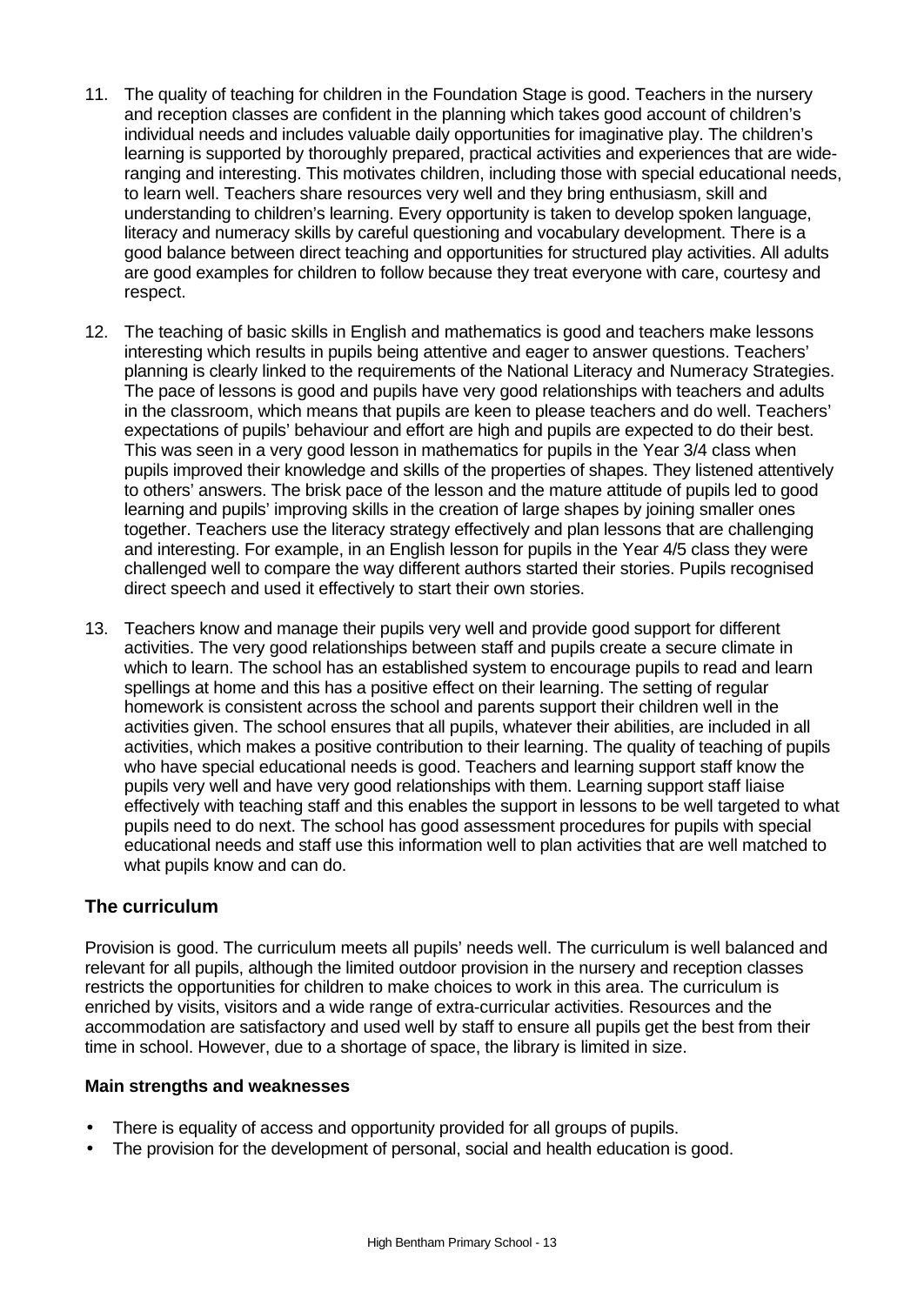11. The quality of teaching for children in the Foundation Stage is good. Teachers in the nursery and reception classes are confident in the planning which takes good account of children's individual needs and includes valuable daily opportunities for imaginative play. The children's learning is supported by thoroughly prepared, practical activities and experiences that are wide-ranging and interesting. This motivates children, including those with special educational needs, to learn well. Teachers share resources very well and they bring enthusiasm, skill and understanding to children's learning. Every opportunity is taken to develop spoken language, literacy and numeracy skills by careful questioning and vocabulary development. There is a good balance between direct teaching and opportunities for structured play activities. All adults are good examples for children to follow because they treat everyone with care, courtesy and respect.

12. The teaching of basic skills in English and mathematics is good and teachers make lessons interesting which results in pupils being attentive and eager to answer questions. Teachers' planning is clearly linked to the requirements of the National Literacy and Numeracy Strategies. The pace of lessons is good and pupils have very good relationships with teachers and adults in the classroom, which means that pupils are keen to please teachers and do well. Teachers' expectations of pupils' behaviour and effort are high and pupils are expected to do their best. This was seen in a very good lesson in mathematics for pupils in the Year 3/4 class when pupils improved their knowledge and skills of the properties of shapes. They listened attentively to others' answers. The brisk pace of the lesson and the mature attitude of pupils led to good learning and pupils' improving skills in the creation of large shapes by joining smaller ones together. Teachers use the literacy strategy effectively and plan lessons that are challenging and interesting. For example, in an English lesson for pupils in the Year 4/5 class they were challenged well to compare the way different authors started their stories. Pupils recognised direct speech and used it effectively to start their own stories.

13. Teachers know and manage their pupils very well and provide good support for different activities. The very good relationships between staff and pupils create a secure climate in which to learn. The school has an established system to encourage pupils to read and learn spellings at home and this has a positive effect on their learning. The setting of regular homework is consistent across the school and parents support their children well in the activities given. The school ensures that all pupils, whatever their abilities, are included in all activities, which makes a positive contribution to their learning. The quality of teaching of pupils who have special educational needs is good. Teachers and learning support staff know the pupils very well and have very good relationships with them. Learning support staff liaise effectively with teaching staff and this enables the support in lessons to be well targeted to what pupils need to do next. The school has good assessment procedures for pupils with special educational needs and staff use this information well to plan activities that are well matched to what pupils know and can do.

## The curriculum

Provision is good. The curriculum meets all pupils' needs well. The curriculum is well balanced and relevant for all pupils, although the limited outdoor provision in the nursery and reception classes restricts the opportunities for children to make choices to work in this area. The curriculum is enriched by visits, visitors and a wide range of extra-curricular activities. Resources and the accommodation are satisfactory and used well by staff to ensure all pupils get the best from their time in school. However, due to a shortage of space, the library is limited in size.

**Main strengths and weaknesses**

- There is equality of access and opportunity provided for all groups of pupils.
- The provision for the development of personal, social and health education is good.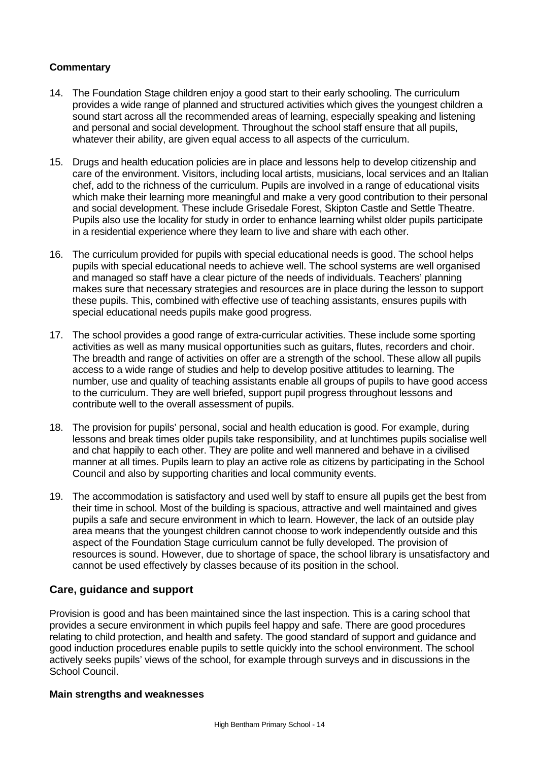**Commentary**

14. The Foundation Stage children enjoy a good start to their early schooling. The curriculum provides a wide range of planned and structured activities which gives the youngest children a sound start across all the recommended areas of learning, especially speaking and listening and personal and social development. Throughout the school staff ensure that all pupils, whatever their ability, are given equal access to all aspects of the curriculum.

15. Drugs and health education policies are in place and lessons help to develop citizenship and care of the environment. Visitors, including local artists, musicians, local services and an Italian chef, add to the richness of the curriculum. Pupils are involved in a range of educational visits which make their learning more meaningful and make a very good contribution to their personal and social development. These include Grisedale Forest, Skipton Castle and Settle Theatre. Pupils also use the locality for study in order to enhance learning whilst older pupils participate in a residential experience where they learn to live and share with each other.

16. The curriculum provided for pupils with special educational needs is good. The school helps pupils with special educational needs to achieve well. The school systems are well organised and managed so staff have a clear picture of the needs of individuals. Teachers' planning makes sure that necessary strategies and resources are in place during the lesson to support these pupils. This, combined with effective use of teaching assistants, ensures pupils with special educational needs pupils make good progress.

17. The school provides a good range of extra-curricular activities. These include some sporting activities as well as many musical opportunities such as guitars, flutes, recorders and choir. The breadth and range of activities on offer are a strength of the school. These allow all pupils access to a wide range of studies and help to develop positive attitudes to learning. The number, use and quality of teaching assistants enable all groups of pupils to have good access to the curriculum. They are well briefed, support pupil progress throughout lessons and contribute well to the overall assessment of pupils.

18. The provision for pupils' personal, social and health education is good. For example, during lessons and break times older pupils take responsibility, and at lunchtimes pupils socialise well and chat happily to each other. They are polite and well mannered and behave in a civilised manner at all times. Pupils learn to play an active role as citizens by participating in the School Council and also by supporting charities and local community events.

19. The accommodation is satisfactory and used well by staff to ensure all pupils get the best from their time in school. Most of the building is spacious, attractive and well maintained and gives pupils a safe and secure environment in which to learn. However, the lack of an outside play area means that the youngest children cannot choose to work independently outside and this aspect of the Foundation Stage curriculum cannot be fully developed. The provision of resources is sound. However, due to shortage of space, the school library is unsatisfactory and cannot be used effectively by classes because of its position in the school.

## Care, guidance and support

Provision is good and has been maintained since the last inspection. This is a caring school that provides a secure environment in which pupils feel happy and safe. There are good procedures relating to child protection, and health and safety. The good standard of support and guidance and good induction procedures enable pupils to settle quickly into the school environment. The school actively seeks pupils' views of the school, for example through surveys and in discussions in the School Council.

**Main strengths and weaknesses**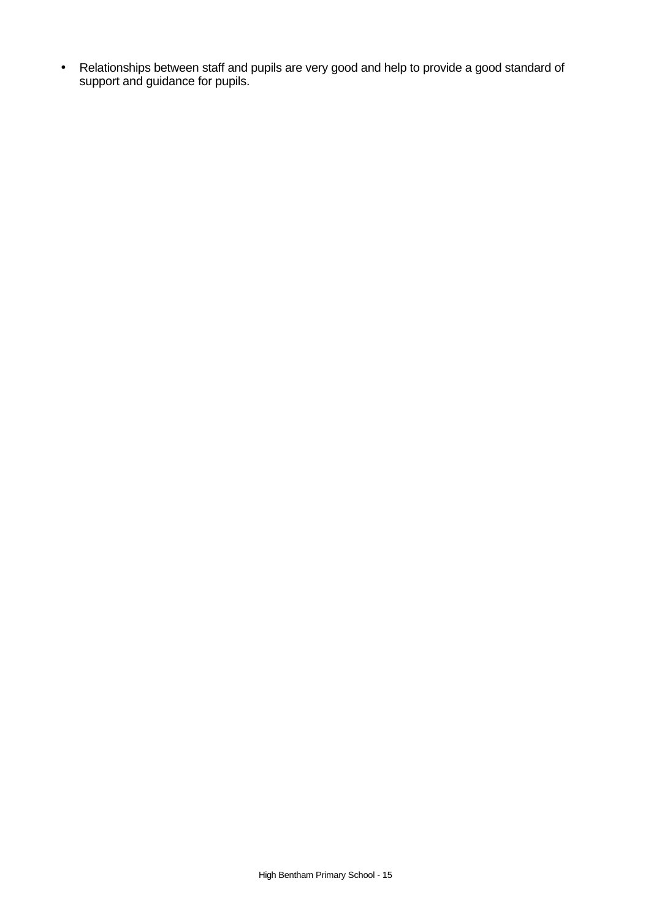- Relationships between staff and pupils are very good and help to provide a good standard of support and guidance for pupils.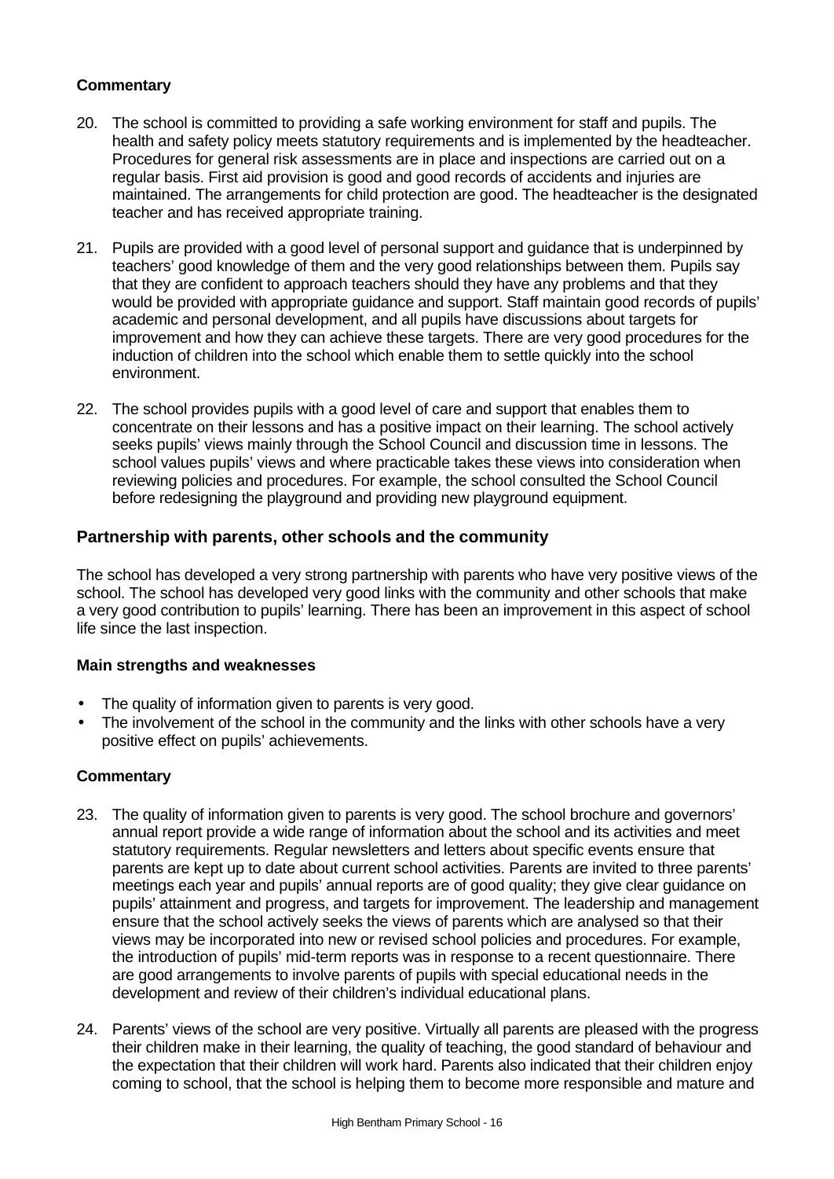### Commentary

20. The school is committed to providing a safe working environment for staff and pupils. The health and safety policy meets statutory requirements and is implemented by the headteacher. Procedures for general risk assessments are in place and inspections are carried out on a regular basis. First aid provision is good and good records of accidents and injuries are maintained. The arrangements for child protection are good. The headteacher is the designated teacher and has received appropriate training.

21. Pupils are provided with a good level of personal support and guidance that is underpinned by teachers' good knowledge of them and the very good relationships between them. Pupils say that they are confident to approach teachers should they have any problems and that they would be provided with appropriate guidance and support. Staff maintain good records of pupils' academic and personal development, and all pupils have discussions about targets for improvement and how they can achieve these targets. There are very good procedures for the induction of children into the school which enable them to settle quickly into the school environment.

22. The school provides pupils with a good level of care and support that enables them to concentrate on their lessons and has a positive impact on their learning. The school actively seeks pupils' views mainly through the School Council and discussion time in lessons. The school values pupils' views and where practicable takes these views into consideration when reviewing policies and procedures. For example, the school consulted the School Council before redesigning the playground and providing new playground equipment.

## Partnership with parents, other schools and the community

The school has developed a very strong partnership with parents who have very positive views of the school. The school has developed very good links with the community and other schools that make a very good contribution to pupils' learning. There has been an improvement in this aspect of school life since the last inspection.

### Main strengths and weaknesses

- The quality of information given to parents is very good.
- The involvement of the school in the community and the links with other schools have a very positive effect on pupils' achievements.

### Commentary

23. The quality of information given to parents is very good. The school brochure and governors' annual report provide a wide range of information about the school and its activities and meet statutory requirements. Regular newsletters and letters about specific events ensure that parents are kept up to date about current school activities. Parents are invited to three parents' meetings each year and pupils' annual reports are of good quality; they give clear guidance on pupils' attainment and progress, and targets for improvement. The leadership and management ensure that the school actively seeks the views of parents which are analysed so that their views may be incorporated into new or revised school policies and procedures. For example, the introduction of pupils' mid-term reports was in response to a recent questionnaire. There are good arrangements to involve parents of pupils with special educational needs in the development and review of their children's individual educational plans.

24. Parents' views of the school are very positive. Virtually all parents are pleased with the progress their children make in their learning, the quality of teaching, the good standard of behaviour and the expectation that their children will work hard. Parents also indicated that their children enjoy coming to school, that the school is helping them to become more responsible and mature and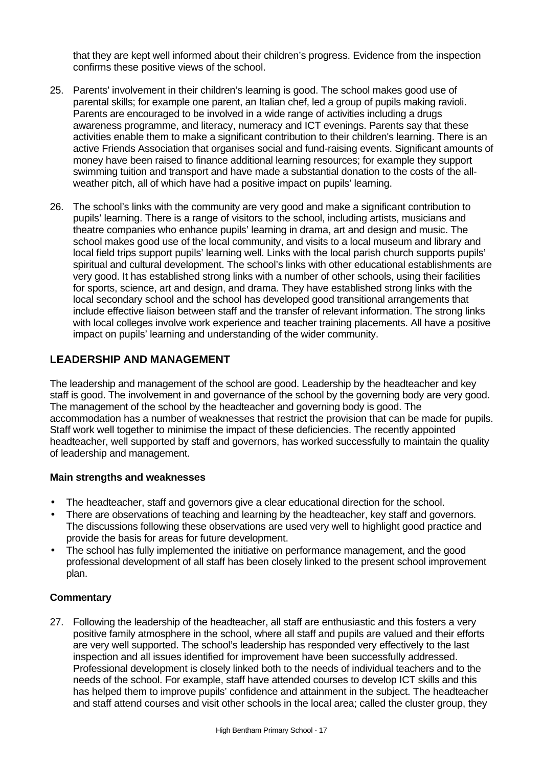that they are kept well informed about their children's progress. Evidence from the inspection confirms these positive views of the school.

25. Parents' involvement in their children's learning is good. The school makes good use of parental skills; for example one parent, an Italian chef, led a group of pupils making ravioli. Parents are encouraged to be involved in a wide range of activities including a drugs awareness programme, and literacy, numeracy and ICT evenings. Parents say that these activities enable them to make a significant contribution to their children's learning. There is an active Friends Association that organises social and fund-raising events. Significant amounts of money have been raised to finance additional learning resources; for example they support swimming tuition and transport and have made a substantial donation to the costs of the all-weather pitch, all of which have had a positive impact on pupils' learning.

26. The school's links with the community are very good and make a significant contribution to pupils' learning. There is a range of visitors to the school, including artists, musicians and theatre companies who enhance pupils' learning in drama, art and design and music. The school makes good use of the local community, and visits to a local museum and library and local field trips support pupils' learning well. Links with the local parish church supports pupils' spiritual and cultural development. The school's links with other educational establishments are very good. It has established strong links with a number of other schools, using their facilities for sports, science, art and design, and drama. They have established strong links with the local secondary school and the school has developed good transitional arrangements that include effective liaison between staff and the transfer of relevant information. The strong links with local colleges involve work experience and teacher training placements. All have a positive impact on pupils' learning and understanding of the wider community.

## LEADERSHIP AND MANAGEMENT

The leadership and management of the school are good. Leadership by the headteacher and key staff is good. The involvement in and governance of the school by the governing body are very good. The management of the school by the headteacher and governing body is good. The accommodation has a number of weaknesses that restrict the provision that can be made for pupils. Staff work well together to minimise the impact of these deficiencies. The recently appointed headteacher, well supported by staff and governors, has worked successfully to maintain the quality of leadership and management.

### Main strengths and weaknesses

- The headteacher, staff and governors give a clear educational direction for the school.
- There are observations of teaching and learning by the headteacher, key staff and governors. The discussions following these observations are used very well to highlight good practice and provide the basis for areas for future development.
- The school has fully implemented the initiative on performance management, and the good professional development of all staff has been closely linked to the present school improvement plan.

### Commentary

27. Following the leadership of the headteacher, all staff are enthusiastic and this fosters a very positive family atmosphere in the school, where all staff and pupils are valued and their efforts are very well supported. The school's leadership has responded very effectively to the last inspection and all issues identified for improvement have been successfully addressed. Professional development is closely linked both to the needs of individual teachers and to the needs of the school. For example, staff have attended courses to develop ICT skills and this has helped them to improve pupils' confidence and attainment in the subject. The headteacher and staff attend courses and visit other schools in the local area; called the cluster group, they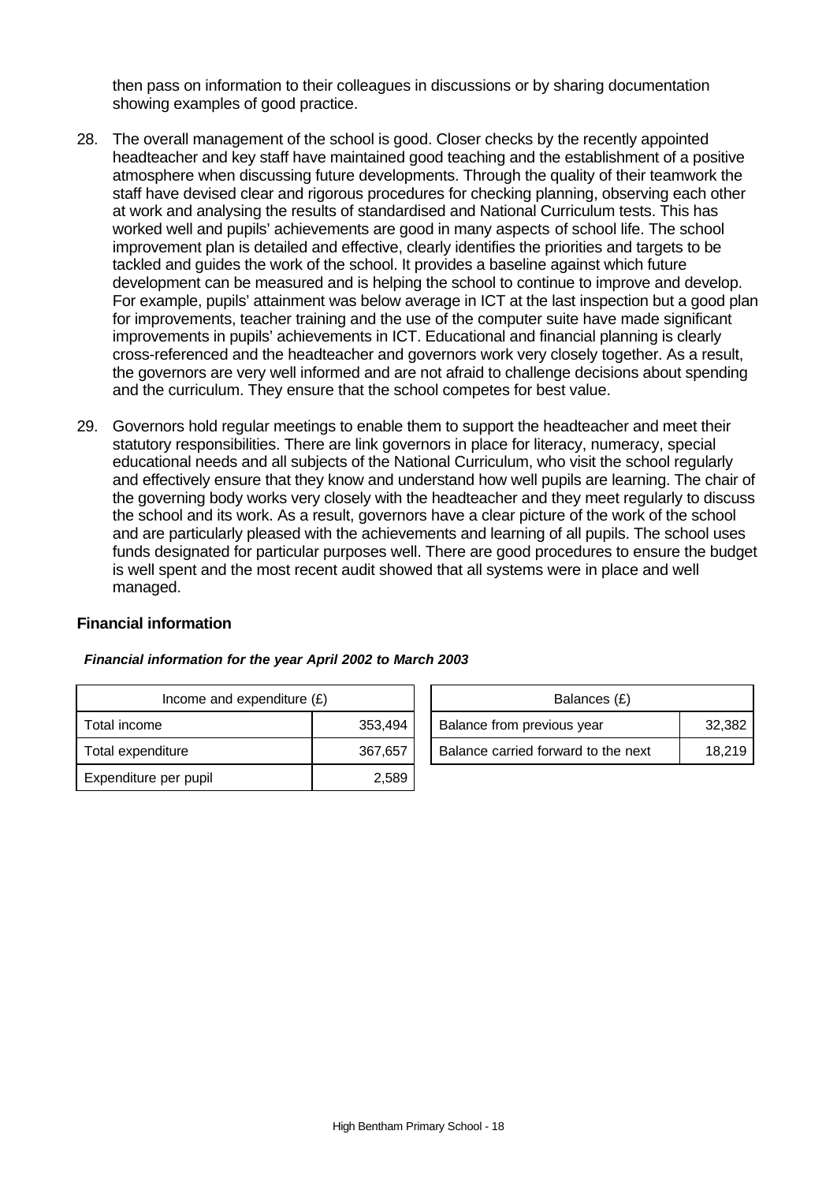then pass on information to their colleagues in discussions or by sharing documentation showing examples of good practice.

28. The overall management of the school is good. Closer checks by the recently appointed headteacher and key staff have maintained good teaching and the establishment of a positive atmosphere when discussing future developments. Through the quality of their teamwork the staff have devised clear and rigorous procedures for checking planning, observing each other at work and analysing the results of standardised and National Curriculum tests. This has worked well and pupils' achievements are good in many aspects of school life. The school improvement plan is detailed and effective, clearly identifies the priorities and targets to be tackled and guides the work of the school. It provides a baseline against which future development can be measured and is helping the school to continue to improve and develop. For example, pupils' attainment was below average in ICT at the last inspection but a good plan for improvements, teacher training and the use of the computer suite have made significant improvements in pupils' achievements in ICT. Educational and financial planning is clearly cross-referenced and the headteacher and governors work very closely together. As a result, the governors are very well informed and are not afraid to challenge decisions about spending and the curriculum. They ensure that the school competes for best value.

29. Governors hold regular meetings to enable them to support the headteacher and meet their statutory responsibilities. There are link governors in place for literacy, numeracy, special educational needs and all subjects of the National Curriculum, who visit the school regularly and effectively ensure that they know and understand how well pupils are learning. The chair of the governing body works very closely with the headteacher and they meet regularly to discuss the school and its work. As a result, governors have a clear picture of the work of the school and are particularly pleased with the achievements and learning of all pupils. The school uses funds designated for particular purposes well. There are good procedures to ensure the budget is well spent and the most recent audit showed that all systems were in place and well managed.

### Financial information

***Financial information for the year April 2002 to March 2003***

| Income and expenditure (£) | |
|---|---|
| Total income | 353,494 |
| Total expenditure | 367,657 |
| Expenditure per pupil | 2,589 |

| Balances (£) | |
|---|---|
| Balance from previous year | 32,382 |
| Balance carried forward to the next | 18,219 |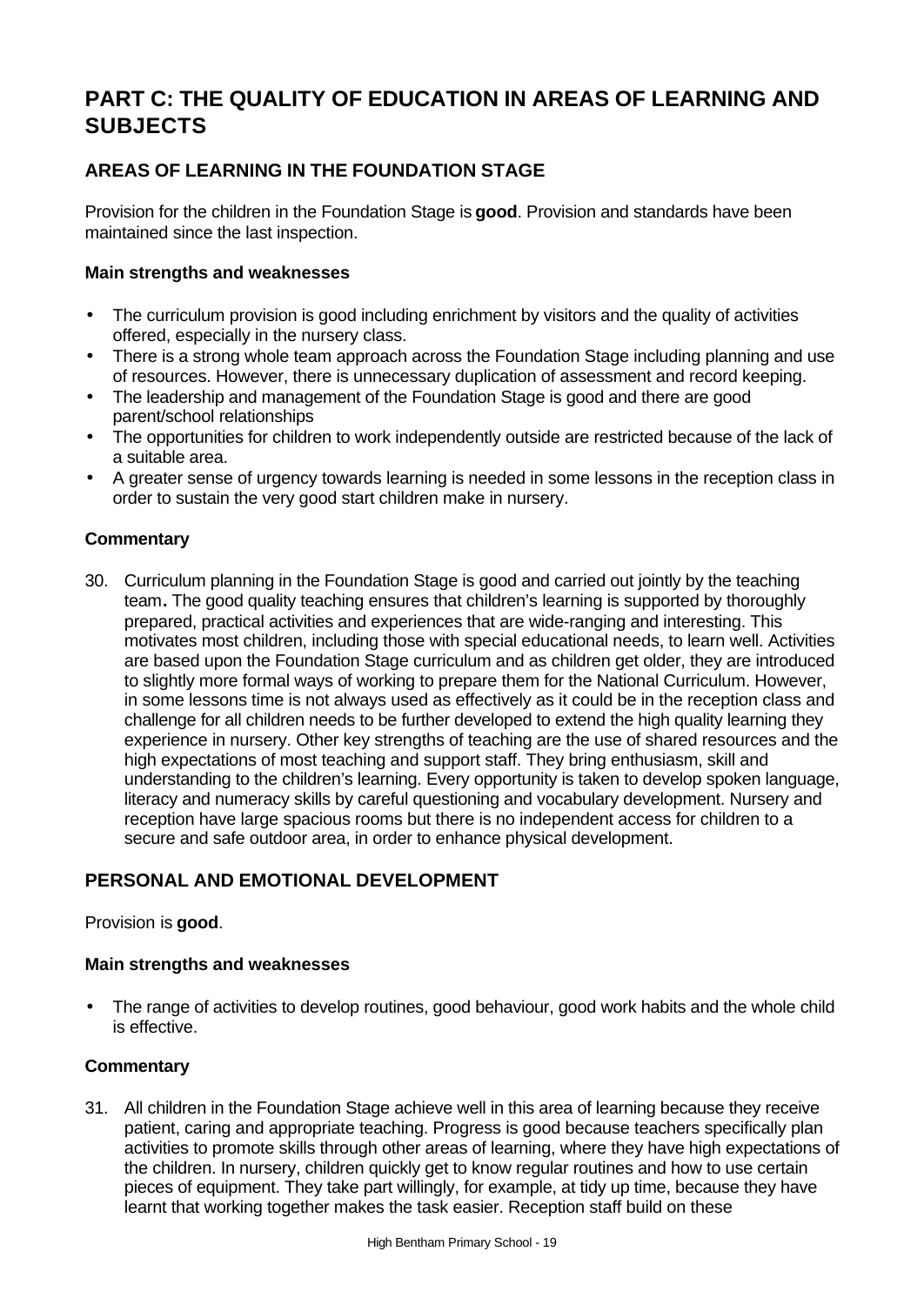# PART C: THE QUALITY OF EDUCATION IN AREAS OF LEARNING AND SUBJECTS

## AREAS OF LEARNING IN THE FOUNDATION STAGE

Provision for the children in the Foundation Stage is **good**. Provision and standards have been maintained since the last inspection.

### Main strengths and weaknesses

- The curriculum provision is good including enrichment by visitors and the quality of activities offered, especially in the nursery class.
- There is a strong whole team approach across the Foundation Stage including planning and use of resources. However, there is unnecessary duplication of assessment and record keeping.
- The leadership and management of the Foundation Stage is good and there are good parent/school relationships
- The opportunities for children to work independently outside are restricted because of the lack of a suitable area.
- A greater sense of urgency towards learning is needed in some lessons in the reception class in order to sustain the very good start children make in nursery.

### Commentary

30. Curriculum planning in the Foundation Stage is good and carried out jointly by the teaching team**.** The good quality teaching ensures that children's learning is supported by thoroughly prepared, practical activities and experiences that are wide-ranging and interesting. This motivates most children, including those with special educational needs, to learn well. Activities are based upon the Foundation Stage curriculum and as children get older, they are introduced to slightly more formal ways of working to prepare them for the National Curriculum. However, in some lessons time is not always used as effectively as it could be in the reception class and challenge for all children needs to be further developed to extend the high quality learning they experience in nursery. Other key strengths of teaching are the use of shared resources and the high expectations of most teaching and support staff. They bring enthusiasm, skill and understanding to the children's learning. Every opportunity is taken to develop spoken language, literacy and numeracy skills by careful questioning and vocabulary development. Nursery and reception have large spacious rooms but there is no independent access for children to a secure and safe outdoor area, in order to enhance physical development.

## PERSONAL AND EMOTIONAL DEVELOPMENT

Provision is **good**.

### Main strengths and weaknesses

- The range of activities to develop routines, good behaviour, good work habits and the whole child is effective.

### Commentary

31. All children in the Foundation Stage achieve well in this area of learning because they receive patient, caring and appropriate teaching. Progress is good because teachers specifically plan activities to promote skills through other areas of learning, where they have high expectations of the children. In nursery, children quickly get to know regular routines and how to use certain pieces of equipment. They take part willingly, for example, at tidy up time, because they have learnt that working together makes the task easier. Reception staff build on these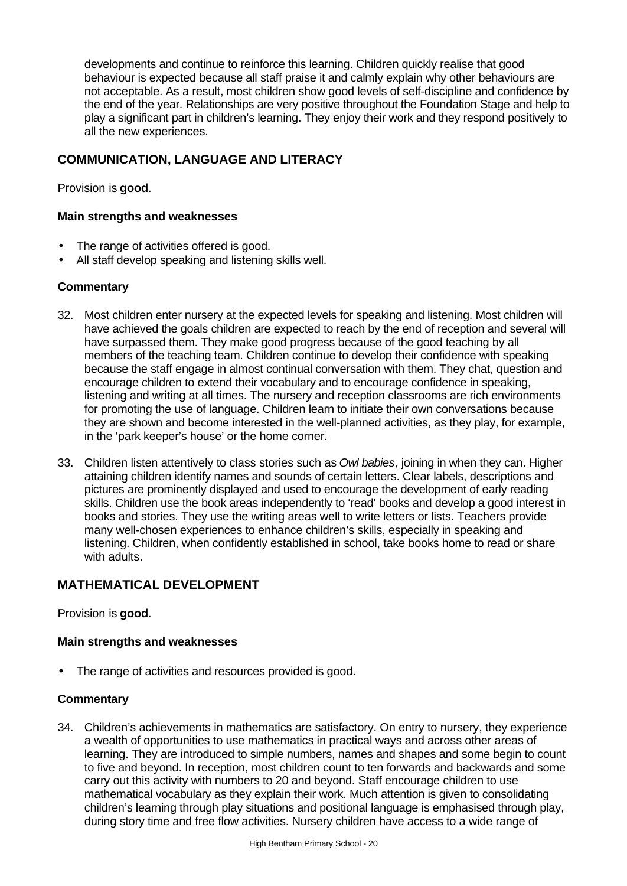developments and continue to reinforce this learning. Children quickly realise that good behaviour is expected because all staff praise it and calmly explain why other behaviours are not acceptable. As a result, most children show good levels of self-discipline and confidence by the end of the year. Relationships are very positive throughout the Foundation Stage and help to play a significant part in children's learning. They enjoy their work and they respond positively to all the new experiences.

## COMMUNICATION, LANGUAGE AND LITERACY

Provision is **good**.

### Main strengths and weaknesses

- The range of activities offered is good.
- All staff develop speaking and listening skills well.

### Commentary

32. Most children enter nursery at the expected levels for speaking and listening. Most children will have achieved the goals children are expected to reach by the end of reception and several will have surpassed them. They make good progress because of the good teaching by all members of the teaching team. Children continue to develop their confidence with speaking because the staff engage in almost continual conversation with them. They chat, question and encourage children to extend their vocabulary and to encourage confidence in speaking, listening and writing at all times. The nursery and reception classrooms are rich environments for promoting the use of language. Children learn to initiate their own conversations because they are shown and become interested in the well-planned activities, as they play, for example, in the 'park keeper's house' or the home corner.

33. Children listen attentively to class stories such as *Owl babies*, joining in when they can. Higher attaining children identify names and sounds of certain letters. Clear labels, descriptions and pictures are prominently displayed and used to encourage the development of early reading skills. Children use the book areas independently to 'read' books and develop a good interest in books and stories. They use the writing areas well to write letters or lists. Teachers provide many well-chosen experiences to enhance children's skills, especially in speaking and listening. Children, when confidently established in school, take books home to read or share with adults.

## MATHEMATICAL DEVELOPMENT

Provision is **good**.

### Main strengths and weaknesses

- The range of activities and resources provided is good.

### Commentary

34. Children's achievements in mathematics are satisfactory. On entry to nursery, they experience a wealth of opportunities to use mathematics in practical ways and across other areas of learning. They are introduced to simple numbers, names and shapes and some begin to count to five and beyond. In reception, most children count to ten forwards and backwards and some carry out this activity with numbers to 20 and beyond. Staff encourage children to use mathematical vocabulary as they explain their work. Much attention is given to consolidating children's learning through play situations and positional language is emphasised through play, during story time and free flow activities. Nursery children have access to a wide range of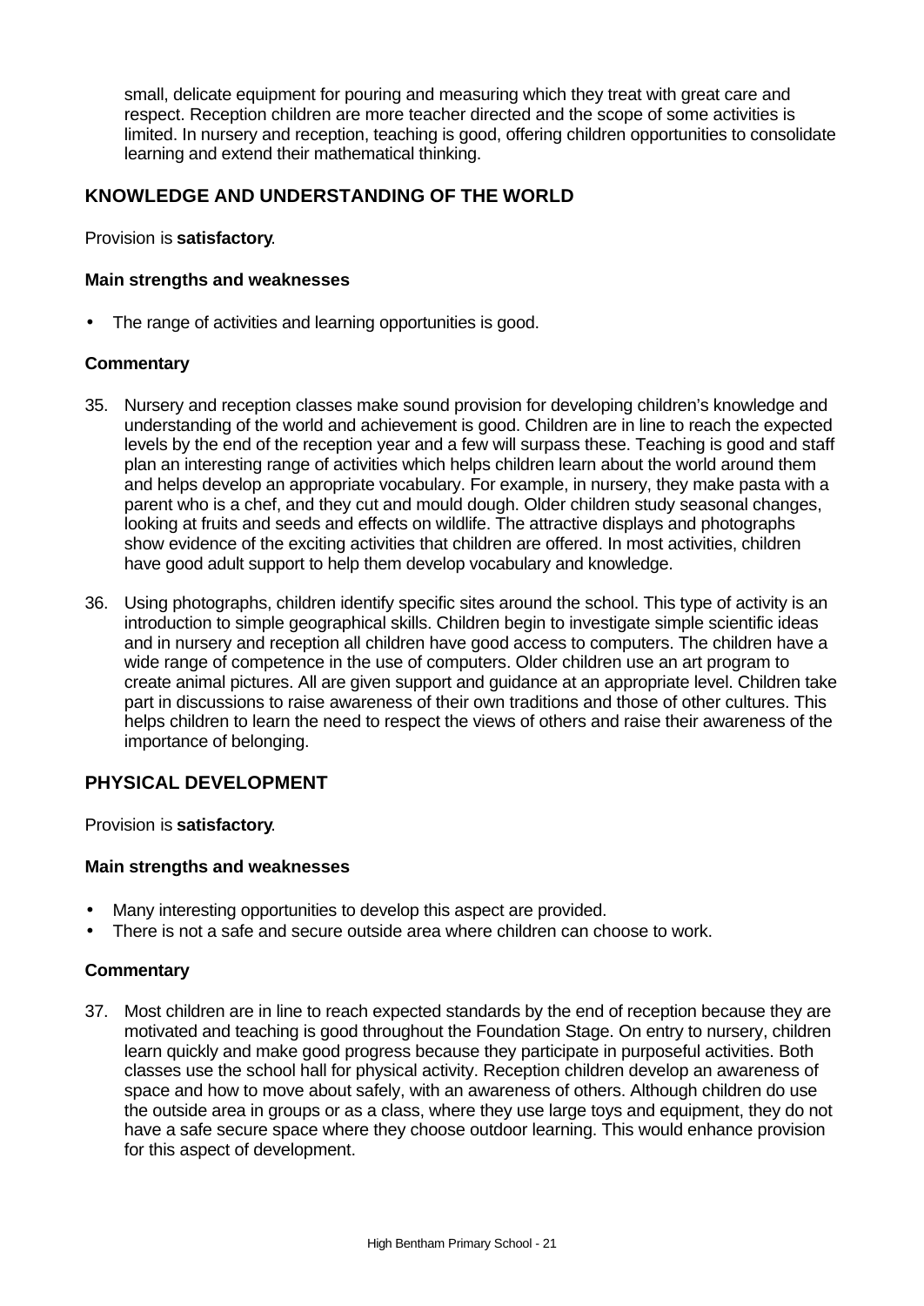small, delicate equipment for pouring and measuring which they treat with great care and respect. Reception children are more teacher directed and the scope of some activities is limited. In nursery and reception, teaching is good, offering children opportunities to consolidate learning and extend their mathematical thinking.

## KNOWLEDGE AND UNDERSTANDING OF THE WORLD

Provision is **satisfactory**.

**Main strengths and weaknesses**

- The range of activities and learning opportunities is good.

**Commentary**

35. Nursery and reception classes make sound provision for developing children's knowledge and understanding of the world and achievement is good. Children are in line to reach the expected levels by the end of the reception year and a few will surpass these. Teaching is good and staff plan an interesting range of activities which helps children learn about the world around them and helps develop an appropriate vocabulary. For example, in nursery, they make pasta with a parent who is a chef, and they cut and mould dough. Older children study seasonal changes, looking at fruits and seeds and effects on wildlife. The attractive displays and photographs show evidence of the exciting activities that children are offered. In most activities, children have good adult support to help them develop vocabulary and knowledge.

36. Using photographs, children identify specific sites around the school. This type of activity is an introduction to simple geographical skills. Children begin to investigate simple scientific ideas and in nursery and reception all children have good access to computers. The children have a wide range of competence in the use of computers. Older children use an art program to create animal pictures. All are given support and guidance at an appropriate level. Children take part in discussions to raise awareness of their own traditions and those of other cultures. This helps children to learn the need to respect the views of others and raise their awareness of the importance of belonging.

## PHYSICAL DEVELOPMENT

Provision is **satisfactory**.

**Main strengths and weaknesses**

- Many interesting opportunities to develop this aspect are provided.
- There is not a safe and secure outside area where children can choose to work.

**Commentary**

37. Most children are in line to reach expected standards by the end of reception because they are motivated and teaching is good throughout the Foundation Stage. On entry to nursery, children learn quickly and make good progress because they participate in purposeful activities. Both classes use the school hall for physical activity. Reception children develop an awareness of space and how to move about safely, with an awareness of others. Although children do use the outside area in groups or as a class, where they use large toys and equipment, they do not have a safe secure space where they choose outdoor learning. This would enhance provision for this aspect of development.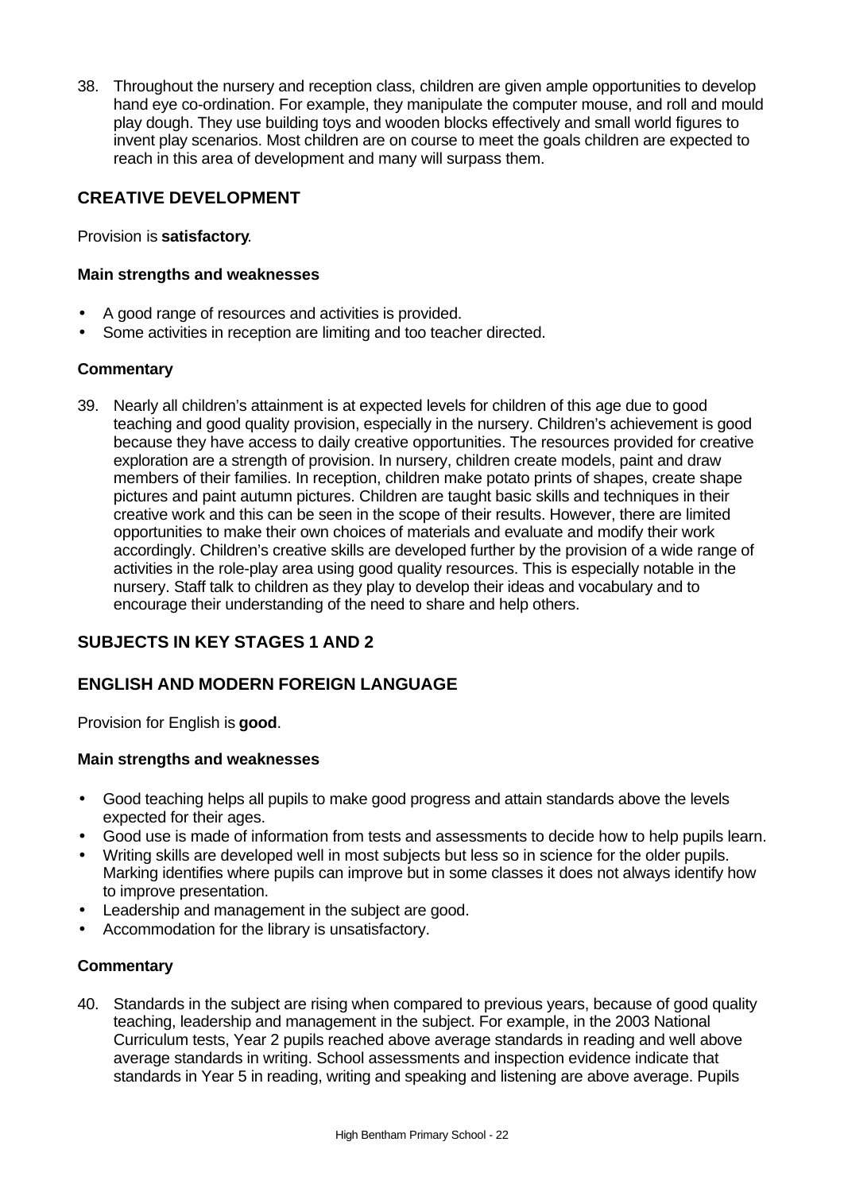38. Throughout the nursery and reception class, children are given ample opportunities to develop hand eye co-ordination. For example, they manipulate the computer mouse, and roll and mould play dough. They use building toys and wooden blocks effectively and small world figures to invent play scenarios. Most children are on course to meet the goals children are expected to reach in this area of development and many will surpass them.

## CREATIVE DEVELOPMENT

Provision is **satisfactory**.

### Main strengths and weaknesses

- A good range of resources and activities is provided.
- Some activities in reception are limiting and too teacher directed.

### Commentary

39. Nearly all children's attainment is at expected levels for children of this age due to good teaching and good quality provision, especially in the nursery. Children's achievement is good because they have access to daily creative opportunities. The resources provided for creative exploration are a strength of provision. In nursery, children create models, paint and draw members of their families. In reception, children make potato prints of shapes, create shape pictures and paint autumn pictures. Children are taught basic skills and techniques in their creative work and this can be seen in the scope of their results. However, there are limited opportunities to make their own choices of materials and evaluate and modify their work accordingly. Children's creative skills are developed further by the provision of a wide range of activities in the role-play area using good quality resources. This is especially notable in the nursery. Staff talk to children as they play to develop their ideas and vocabulary and to encourage their understanding of the need to share and help others.

## SUBJECTS IN KEY STAGES 1 AND 2

## ENGLISH AND MODERN FOREIGN LANGUAGE

Provision for English is **good**.

### Main strengths and weaknesses

- Good teaching helps all pupils to make good progress and attain standards above the levels expected for their ages.
- Good use is made of information from tests and assessments to decide how to help pupils learn.
- Writing skills are developed well in most subjects but less so in science for the older pupils. Marking identifies where pupils can improve but in some classes it does not always identify how to improve presentation.
- Leadership and management in the subject are good.
- Accommodation for the library is unsatisfactory.

### Commentary

40. Standards in the subject are rising when compared to previous years, because of good quality teaching, leadership and management in the subject. For example, in the 2003 National Curriculum tests, Year 2 pupils reached above average standards in reading and well above average standards in writing. School assessments and inspection evidence indicate that standards in Year 5 in reading, writing and speaking and listening are above average. Pupils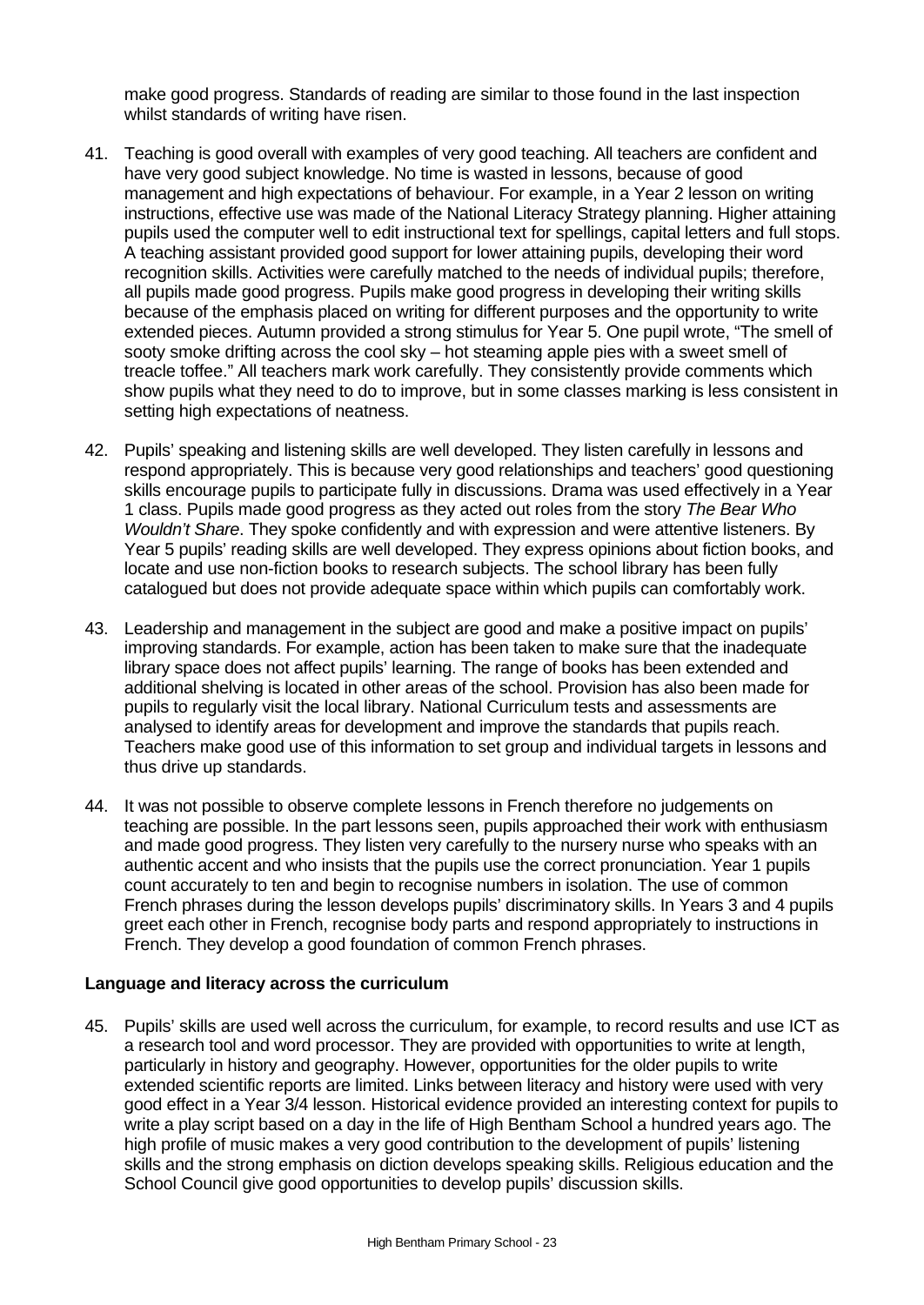make good progress. Standards of reading are similar to those found in the last inspection whilst standards of writing have risen.

41. Teaching is good overall with examples of very good teaching. All teachers are confident and have very good subject knowledge. No time is wasted in lessons, because of good management and high expectations of behaviour. For example, in a Year 2 lesson on writing instructions, effective use was made of the National Literacy Strategy planning. Higher attaining pupils used the computer well to edit instructional text for spellings, capital letters and full stops. A teaching assistant provided good support for lower attaining pupils, developing their word recognition skills. Activities were carefully matched to the needs of individual pupils; therefore, all pupils made good progress. Pupils make good progress in developing their writing skills because of the emphasis placed on writing for different purposes and the opportunity to write extended pieces. Autumn provided a strong stimulus for Year 5. One pupil wrote, "The smell of sooty smoke drifting across the cool sky – hot steaming apple pies with a sweet smell of treacle toffee." All teachers mark work carefully. They consistently provide comments which show pupils what they need to do to improve, but in some classes marking is less consistent in setting high expectations of neatness.

42. Pupils' speaking and listening skills are well developed. They listen carefully in lessons and respond appropriately. This is because very good relationships and teachers' good questioning skills encourage pupils to participate fully in discussions. Drama was used effectively in a Year 1 class. Pupils made good progress as they acted out roles from the story *The Bear Who Wouldn't Share*. They spoke confidently and with expression and were attentive listeners. By Year 5 pupils' reading skills are well developed. They express opinions about fiction books, and locate and use non-fiction books to research subjects. The school library has been fully catalogued but does not provide adequate space within which pupils can comfortably work.

43. Leadership and management in the subject are good and make a positive impact on pupils' improving standards. For example, action has been taken to make sure that the inadequate library space does not affect pupils' learning. The range of books has been extended and additional shelving is located in other areas of the school. Provision has also been made for pupils to regularly visit the local library. National Curriculum tests and assessments are analysed to identify areas for development and improve the standards that pupils reach. Teachers make good use of this information to set group and individual targets in lessons and thus drive up standards.

44. It was not possible to observe complete lessons in French therefore no judgements on teaching are possible. In the part lessons seen, pupils approached their work with enthusiasm and made good progress. They listen very carefully to the nursery nurse who speaks with an authentic accent and who insists that the pupils use the correct pronunciation. Year 1 pupils count accurately to ten and begin to recognise numbers in isolation. The use of common French phrases during the lesson develops pupils' discriminatory skills. In Years 3 and 4 pupils greet each other in French, recognise body parts and respond appropriately to instructions in French. They develop a good foundation of common French phrases.

**Language and literacy across the curriculum**

45. Pupils' skills are used well across the curriculum, for example, to record results and use ICT as a research tool and word processor. They are provided with opportunities to write at length, particularly in history and geography. However, opportunities for the older pupils to write extended scientific reports are limited. Links between literacy and history were used with very good effect in a Year 3/4 lesson. Historical evidence provided an interesting context for pupils to write a play script based on a day in the life of High Bentham School a hundred years ago. The high profile of music makes a very good contribution to the development of pupils' listening skills and the strong emphasis on diction develops speaking skills. Religious education and the School Council give good opportunities to develop pupils' discussion skills.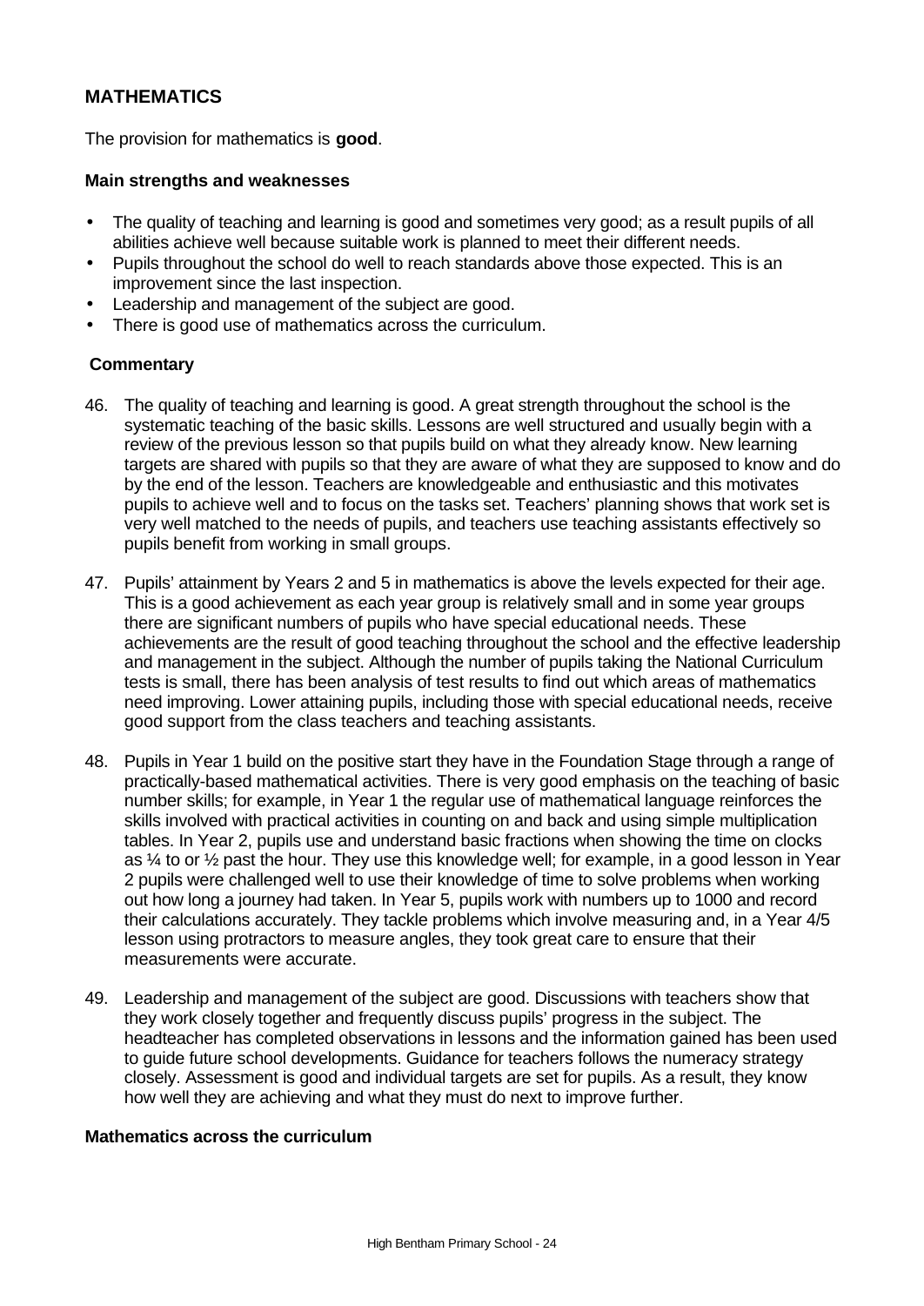## MATHEMATICS

The provision for mathematics is **good**.

### Main strengths and weaknesses

- The quality of teaching and learning is good and sometimes very good; as a result pupils of all abilities achieve well because suitable work is planned to meet their different needs.
- Pupils throughout the school do well to reach standards above those expected. This is an improvement since the last inspection.
- Leadership and management of the subject are good.
- There is good use of mathematics across the curriculum.

### Commentary

46. The quality of teaching and learning is good. A great strength throughout the school is the systematic teaching of the basic skills. Lessons are well structured and usually begin with a review of the previous lesson so that pupils build on what they already know. New learning targets are shared with pupils so that they are aware of what they are supposed to know and do by the end of the lesson. Teachers are knowledgeable and enthusiastic and this motivates pupils to achieve well and to focus on the tasks set. Teachers' planning shows that work set is very well matched to the needs of pupils, and teachers use teaching assistants effectively so pupils benefit from working in small groups.

47. Pupils' attainment by Years 2 and 5 in mathematics is above the levels expected for their age. This is a good achievement as each year group is relatively small and in some year groups there are significant numbers of pupils who have special educational needs. These achievements are the result of good teaching throughout the school and the effective leadership and management in the subject. Although the number of pupils taking the National Curriculum tests is small, there has been analysis of test results to find out which areas of mathematics need improving. Lower attaining pupils, including those with special educational needs, receive good support from the class teachers and teaching assistants.

48. Pupils in Year 1 build on the positive start they have in the Foundation Stage through a range of practically-based mathematical activities. There is very good emphasis on the teaching of basic number skills; for example, in Year 1 the regular use of mathematical language reinforces the skills involved with practical activities in counting on and back and using simple multiplication tables. In Year 2, pupils use and understand basic fractions when showing the time on clocks as ¼ to or ½ past the hour. They use this knowledge well; for example, in a good lesson in Year 2 pupils were challenged well to use their knowledge of time to solve problems when working out how long a journey had taken. In Year 5, pupils work with numbers up to 1000 and record their calculations accurately. They tackle problems which involve measuring and, in a Year 4/5 lesson using protractors to measure angles, they took great care to ensure that their measurements were accurate.

49. Leadership and management of the subject are good. Discussions with teachers show that they work closely together and frequently discuss pupils' progress in the subject. The headteacher has completed observations in lessons and the information gained has been used to guide future school developments. Guidance for teachers follows the numeracy strategy closely. Assessment is good and individual targets are set for pupils. As a result, they know how well they are achieving and what they must do next to improve further.

### Mathematics across the curriculum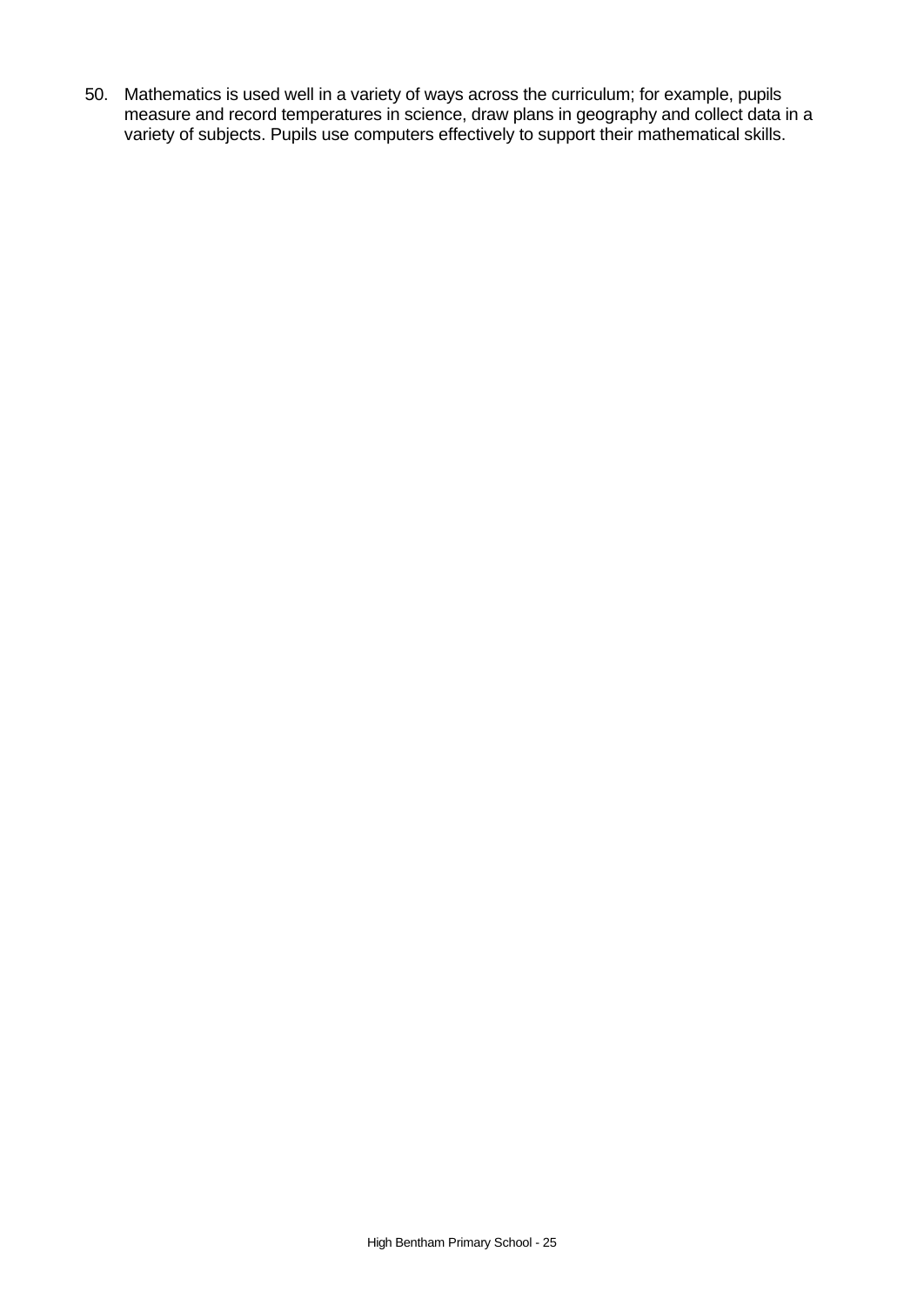50. Mathematics is used well in a variety of ways across the curriculum; for example, pupils measure and record temperatures in science, draw plans in geography and collect data in a variety of subjects. Pupils use computers effectively to support their mathematical skills.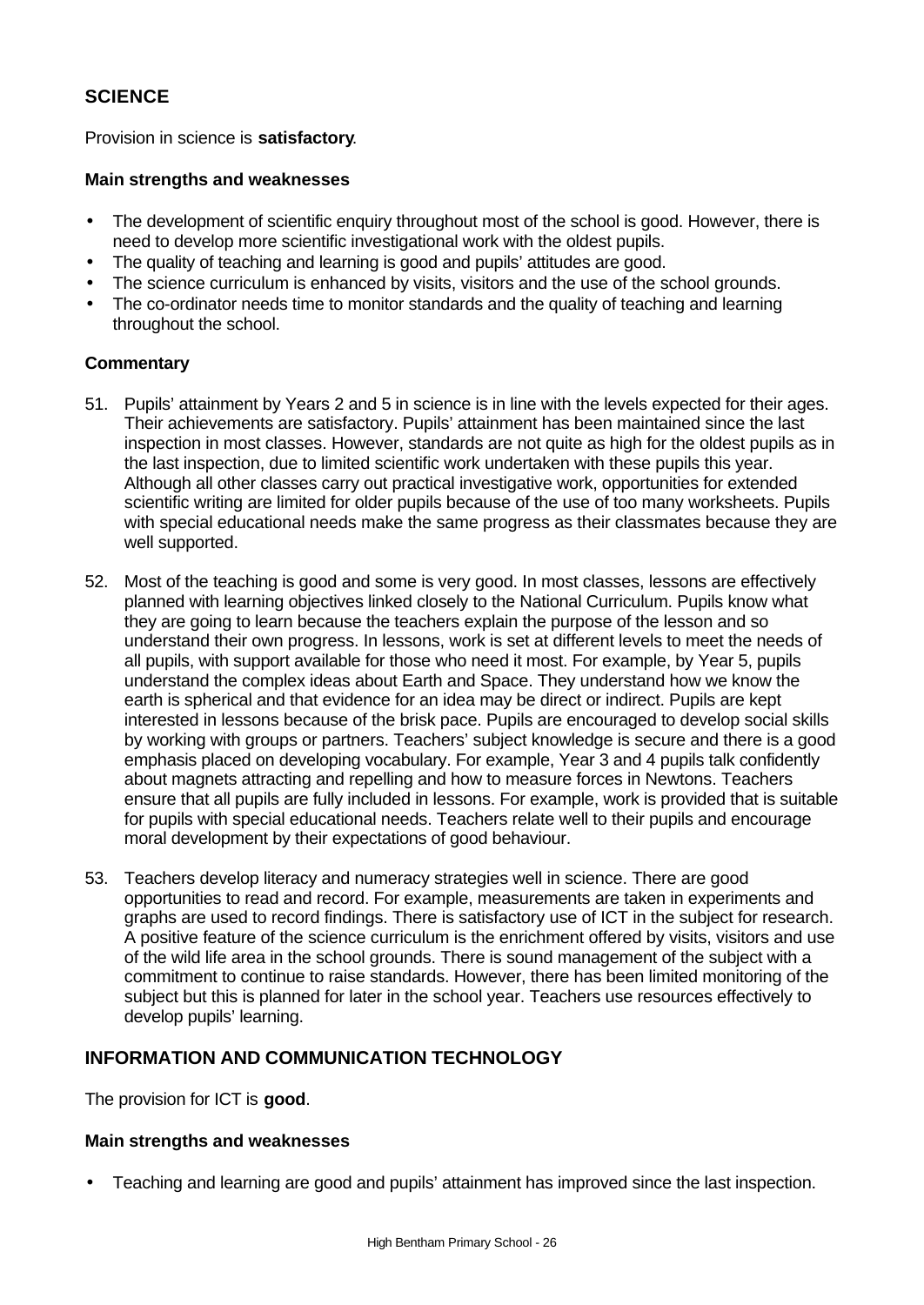## SCIENCE

Provision in science is **satisfactory**.

### Main strengths and weaknesses

- The development of scientific enquiry throughout most of the school is good. However, there is need to develop more scientific investigational work with the oldest pupils.
- The quality of teaching and learning is good and pupils' attitudes are good.
- The science curriculum is enhanced by visits, visitors and the use of the school grounds.
- The co-ordinator needs time to monitor standards and the quality of teaching and learning throughout the school.

### Commentary

51. Pupils' attainment by Years 2 and 5 in science is in line with the levels expected for their ages. Their achievements are satisfactory. Pupils' attainment has been maintained since the last inspection in most classes. However, standards are not quite as high for the oldest pupils as in the last inspection, due to limited scientific work undertaken with these pupils this year. Although all other classes carry out practical investigative work, opportunities for extended scientific writing are limited for older pupils because of the use of too many worksheets. Pupils with special educational needs make the same progress as their classmates because they are well supported.

52. Most of the teaching is good and some is very good. In most classes, lessons are effectively planned with learning objectives linked closely to the National Curriculum. Pupils know what they are going to learn because the teachers explain the purpose of the lesson and so understand their own progress. In lessons, work is set at different levels to meet the needs of all pupils, with support available for those who need it most. For example, by Year 5, pupils understand the complex ideas about Earth and Space. They understand how we know the earth is spherical and that evidence for an idea may be direct or indirect. Pupils are kept interested in lessons because of the brisk pace. Pupils are encouraged to develop social skills by working with groups or partners. Teachers' subject knowledge is secure and there is a good emphasis placed on developing vocabulary. For example, Year 3 and 4 pupils talk confidently about magnets attracting and repelling and how to measure forces in Newtons. Teachers ensure that all pupils are fully included in lessons. For example, work is provided that is suitable for pupils with special educational needs. Teachers relate well to their pupils and encourage moral development by their expectations of good behaviour.

53. Teachers develop literacy and numeracy strategies well in science. There are good opportunities to read and record. For example, measurements are taken in experiments and graphs are used to record findings. There is satisfactory use of ICT in the subject for research. A positive feature of the science curriculum is the enrichment offered by visits, visitors and use of the wild life area in the school grounds. There is sound management of the subject with a commitment to continue to raise standards. However, there has been limited monitoring of the subject but this is planned for later in the school year. Teachers use resources effectively to develop pupils' learning.

## INFORMATION AND COMMUNICATION TECHNOLOGY

The provision for ICT is **good**.

### Main strengths and weaknesses

- Teaching and learning are good and pupils' attainment has improved since the last inspection.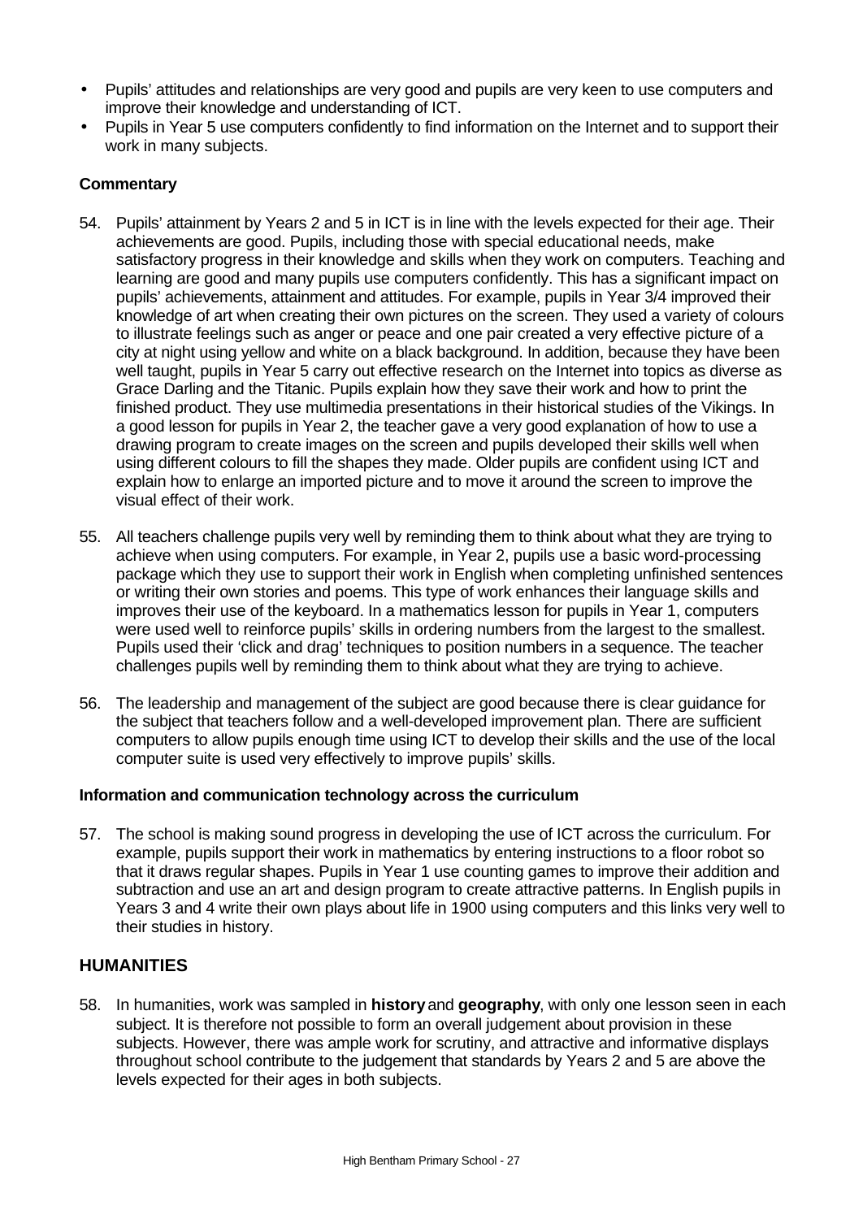- Pupils' attitudes and relationships are very good and pupils are very keen to use computers and improve their knowledge and understanding of ICT.
- Pupils in Year 5 use computers confidently to find information on the Internet and to support their work in many subjects.

**Commentary**

54. Pupils' attainment by Years 2 and 5 in ICT is in line with the levels expected for their age. Their achievements are good. Pupils, including those with special educational needs, make satisfactory progress in their knowledge and skills when they work on computers. Teaching and learning are good and many pupils use computers confidently. This has a significant impact on pupils' achievements, attainment and attitudes. For example, pupils in Year 3/4 improved their knowledge of art when creating their own pictures on the screen. They used a variety of colours to illustrate feelings such as anger or peace and one pair created a very effective picture of a city at night using yellow and white on a black background. In addition, because they have been well taught, pupils in Year 5 carry out effective research on the Internet into topics as diverse as Grace Darling and the Titanic. Pupils explain how they save their work and how to print the finished product. They use multimedia presentations in their historical studies of the Vikings. In a good lesson for pupils in Year 2, the teacher gave a very good explanation of how to use a drawing program to create images on the screen and pupils developed their skills well when using different colours to fill the shapes they made. Older pupils are confident using ICT and explain how to enlarge an imported picture and to move it around the screen to improve the visual effect of their work.

55. All teachers challenge pupils very well by reminding them to think about what they are trying to achieve when using computers. For example, in Year 2, pupils use a basic word-processing package which they use to support their work in English when completing unfinished sentences or writing their own stories and poems. This type of work enhances their language skills and improves their use of the keyboard. In a mathematics lesson for pupils in Year 1, computers were used well to reinforce pupils' skills in ordering numbers from the largest to the smallest. Pupils used their 'click and drag' techniques to position numbers in a sequence. The teacher challenges pupils well by reminding them to think about what they are trying to achieve.

56. The leadership and management of the subject are good because there is clear guidance for the subject that teachers follow and a well-developed improvement plan. There are sufficient computers to allow pupils enough time using ICT to develop their skills and the use of the local computer suite is used very effectively to improve pupils' skills.

**Information and communication technology across the curriculum**

57. The school is making sound progress in developing the use of ICT across the curriculum. For example, pupils support their work in mathematics by entering instructions to a floor robot so that it draws regular shapes. Pupils in Year 1 use counting games to improve their addition and subtraction and use an art and design program to create attractive patterns. In English pupils in Years 3 and 4 write their own plays about life in 1900 using computers and this links very well to their studies in history.

## HUMANITIES

58. In humanities, work was sampled in **history** and **geography**, with only one lesson seen in each subject. It is therefore not possible to form an overall judgement about provision in these subjects. However, there was ample work for scrutiny, and attractive and informative displays throughout school contribute to the judgement that standards by Years 2 and 5 are above the levels expected for their ages in both subjects.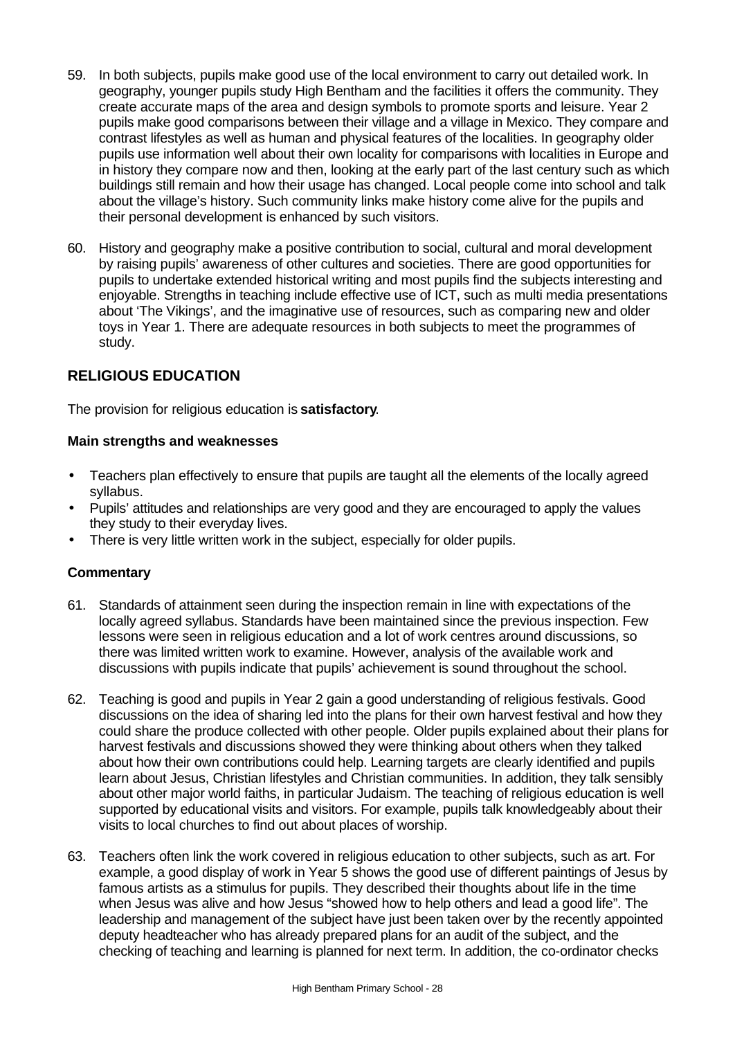59. In both subjects, pupils make good use of the local environment to carry out detailed work. In geography, younger pupils study High Bentham and the facilities it offers the community. They create accurate maps of the area and design symbols to promote sports and leisure. Year 2 pupils make good comparisons between their village and a village in Mexico. They compare and contrast lifestyles as well as human and physical features of the localities. In geography older pupils use information well about their own locality for comparisons with localities in Europe and in history they compare now and then, looking at the early part of the last century such as which buildings still remain and how their usage has changed. Local people come into school and talk about the village's history. Such community links make history come alive for the pupils and their personal development is enhanced by such visitors.

60. History and geography make a positive contribution to social, cultural and moral development by raising pupils' awareness of other cultures and societies. There are good opportunities for pupils to undertake extended historical writing and most pupils find the subjects interesting and enjoyable. Strengths in teaching include effective use of ICT, such as multi media presentations about 'The Vikings', and the imaginative use of resources, such as comparing new and older toys in Year 1. There are adequate resources in both subjects to meet the programmes of study.

## RELIGIOUS EDUCATION

The provision for religious education is **satisfactory**.

### Main strengths and weaknesses

- Teachers plan effectively to ensure that pupils are taught all the elements of the locally agreed syllabus.
- Pupils' attitudes and relationships are very good and they are encouraged to apply the values they study to their everyday lives.
- There is very little written work in the subject, especially for older pupils.

### Commentary

61. Standards of attainment seen during the inspection remain in line with expectations of the locally agreed syllabus. Standards have been maintained since the previous inspection. Few lessons were seen in religious education and a lot of work centres around discussions, so there was limited written work to examine. However, analysis of the available work and discussions with pupils indicate that pupils' achievement is sound throughout the school.

62. Teaching is good and pupils in Year 2 gain a good understanding of religious festivals. Good discussions on the idea of sharing led into the plans for their own harvest festival and how they could share the produce collected with other people. Older pupils explained about their plans for harvest festivals and discussions showed they were thinking about others when they talked about how their own contributions could help. Learning targets are clearly identified and pupils learn about Jesus, Christian lifestyles and Christian communities. In addition, they talk sensibly about other major world faiths, in particular Judaism. The teaching of religious education is well supported by educational visits and visitors. For example, pupils talk knowledgeably about their visits to local churches to find out about places of worship.

63. Teachers often link the work covered in religious education to other subjects, such as art. For example, a good display of work in Year 5 shows the good use of different paintings of Jesus by famous artists as a stimulus for pupils. They described their thoughts about life in the time when Jesus was alive and how Jesus "showed how to help others and lead a good life". The leadership and management of the subject have just been taken over by the recently appointed deputy headteacher who has already prepared plans for an audit of the subject, and the checking of teaching and learning is planned for next term. In addition, the co-ordinator checks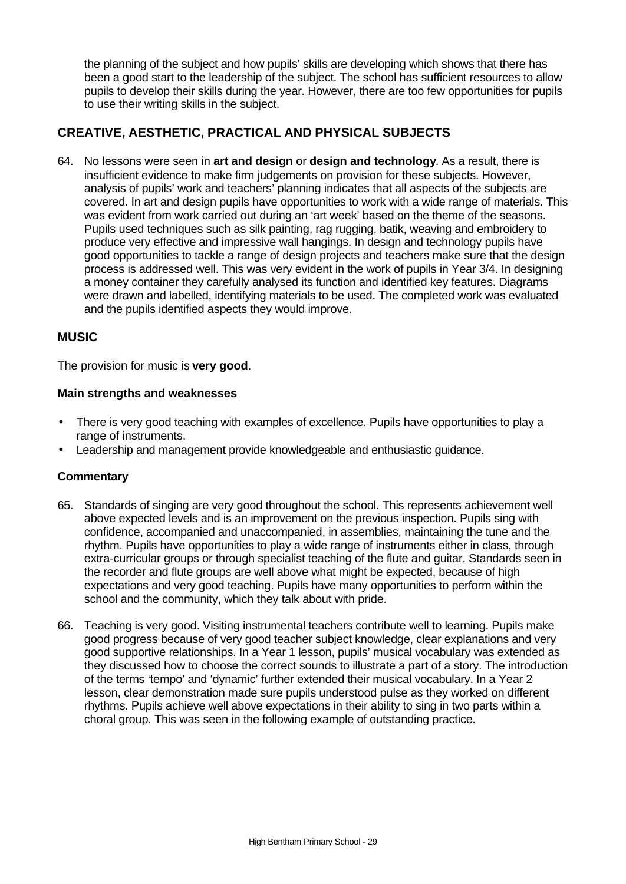the planning of the subject and how pupils' skills are developing which shows that there has been a good start to the leadership of the subject. The school has sufficient resources to allow pupils to develop their skills during the year. However, there are too few opportunities for pupils to use their writing skills in the subject.

## CREATIVE, AESTHETIC, PRACTICAL AND PHYSICAL SUBJECTS

64. No lessons were seen in **art and design** or **design and technology**. As a result, there is insufficient evidence to make firm judgements on provision for these subjects. However, analysis of pupils' work and teachers' planning indicates that all aspects of the subjects are covered. In art and design pupils have opportunities to work with a wide range of materials. This was evident from work carried out during an 'art week' based on the theme of the seasons. Pupils used techniques such as silk painting, rag rugging, batik, weaving and embroidery to produce very effective and impressive wall hangings. In design and technology pupils have good opportunities to tackle a range of design projects and teachers make sure that the design process is addressed well. This was very evident in the work of pupils in Year 3/4. In designing a money container they carefully analysed its function and identified key features. Diagrams were drawn and labelled, identifying materials to be used. The completed work was evaluated and the pupils identified aspects they would improve.

## MUSIC

The provision for music is **very good**.

### Main strengths and weaknesses

- There is very good teaching with examples of excellence. Pupils have opportunities to play a range of instruments.
- Leadership and management provide knowledgeable and enthusiastic guidance.

### Commentary

65. Standards of singing are very good throughout the school. This represents achievement well above expected levels and is an improvement on the previous inspection. Pupils sing with confidence, accompanied and unaccompanied, in assemblies, maintaining the tune and the rhythm. Pupils have opportunities to play a wide range of instruments either in class, through extra-curricular groups or through specialist teaching of the flute and guitar. Standards seen in the recorder and flute groups are well above what might be expected, because of high expectations and very good teaching. Pupils have many opportunities to perform within the school and the community, which they talk about with pride.

66. Teaching is very good. Visiting instrumental teachers contribute well to learning. Pupils make good progress because of very good teacher subject knowledge, clear explanations and very good supportive relationships. In a Year 1 lesson, pupils' musical vocabulary was extended as they discussed how to choose the correct sounds to illustrate a part of a story. The introduction of the terms 'tempo' and 'dynamic' further extended their musical vocabulary. In a Year 2 lesson, clear demonstration made sure pupils understood pulse as they worked on different rhythms. Pupils achieve well above expectations in their ability to sing in two parts within a choral group. This was seen in the following example of outstanding practice.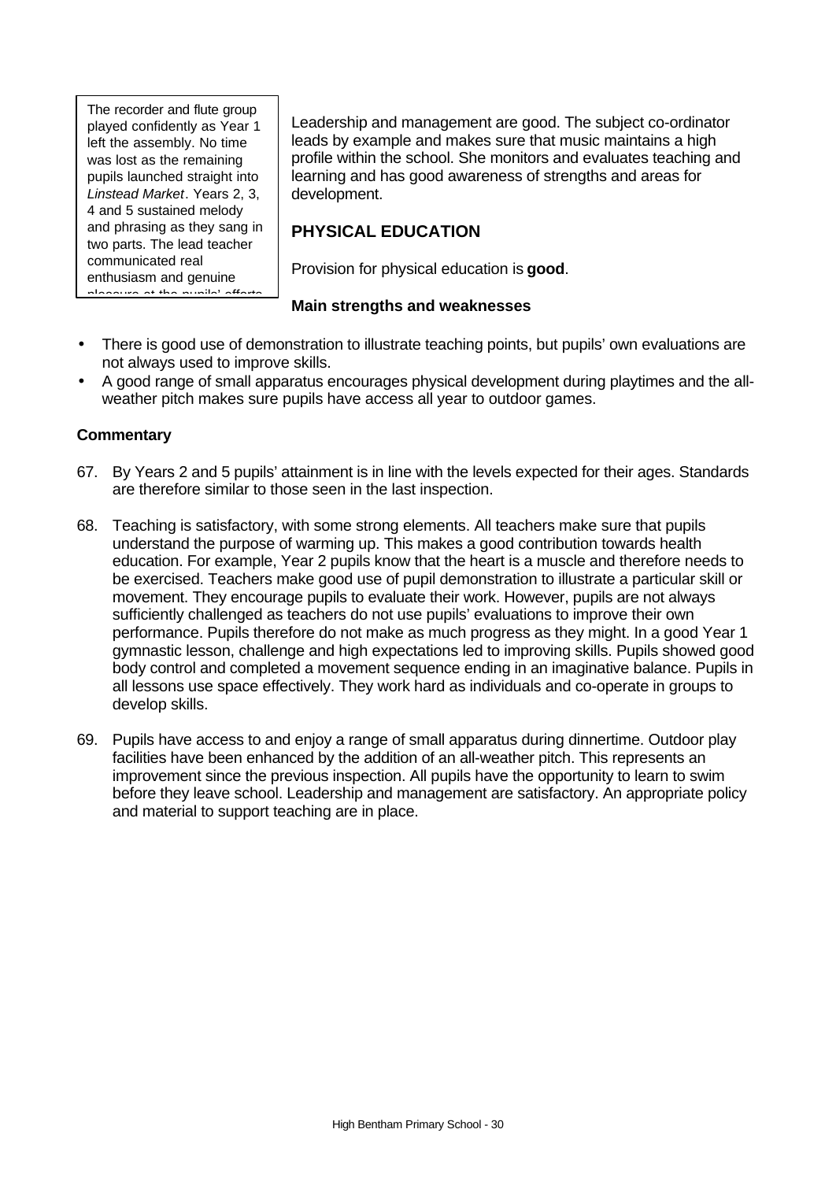The recorder and flute group played confidently as Year 1 left the assembly. No time was lost as the remaining pupils launched straight into *Linstead Market*. Years 2, 3, 4 and 5 sustained melody and phrasing as they sang in two parts. The lead teacher communicated real enthusiasm and genuine pleasure at the pupils' efforts

Leadership and management are good. The subject co-ordinator leads by example and makes sure that music maintains a high profile within the school. She monitors and evaluates teaching and learning and has good awareness of strengths and areas for development.

## PHYSICAL EDUCATION

Provision for physical education is **good**.

**Main strengths and weaknesses**

- There is good use of demonstration to illustrate teaching points, but pupils' own evaluations are not always used to improve skills.
- A good range of small apparatus encourages physical development during playtimes and the all-weather pitch makes sure pupils have access all year to outdoor games.

**Commentary**

67. By Years 2 and 5 pupils' attainment is in line with the levels expected for their ages. Standards are therefore similar to those seen in the last inspection.

68. Teaching is satisfactory, with some strong elements. All teachers make sure that pupils understand the purpose of warming up. This makes a good contribution towards health education. For example, Year 2 pupils know that the heart is a muscle and therefore needs to be exercised. Teachers make good use of pupil demonstration to illustrate a particular skill or movement. They encourage pupils to evaluate their work. However, pupils are not always sufficiently challenged as teachers do not use pupils' evaluations to improve their own performance. Pupils therefore do not make as much progress as they might. In a good Year 1 gymnastic lesson, challenge and high expectations led to improving skills. Pupils showed good body control and completed a movement sequence ending in an imaginative balance. Pupils in all lessons use space effectively. They work hard as individuals and co-operate in groups to develop skills.

69. Pupils have access to and enjoy a range of small apparatus during dinnertime. Outdoor play facilities have been enhanced by the addition of an all-weather pitch. This represents an improvement since the previous inspection. All pupils have the opportunity to learn to swim before they leave school. Leadership and management are satisfactory. An appropriate policy and material to support teaching are in place.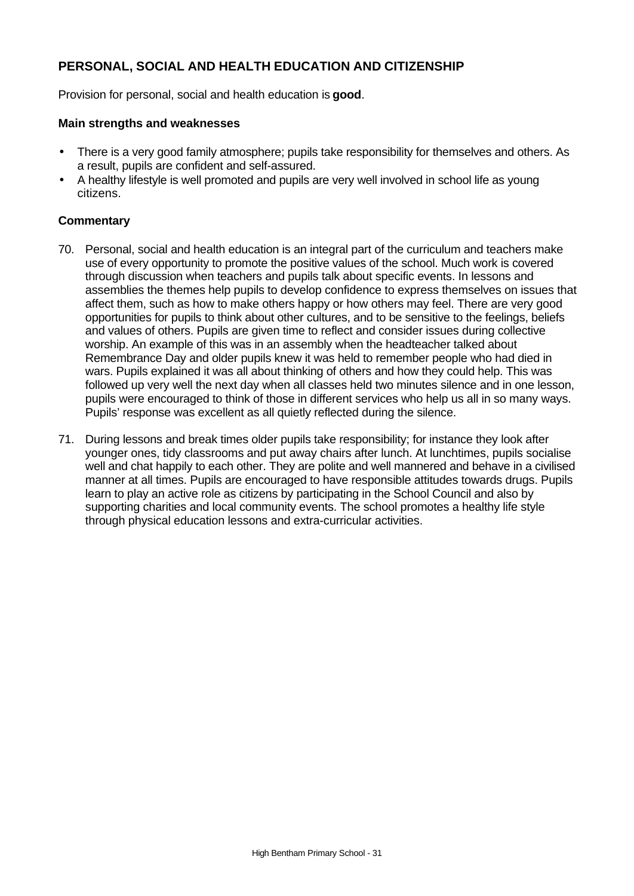## PERSONAL, SOCIAL AND HEALTH EDUCATION AND CITIZENSHIP

Provision for personal, social and health education is **good**.

### Main strengths and weaknesses

- There is a very good family atmosphere; pupils take responsibility for themselves and others. As a result, pupils are confident and self-assured.
- A healthy lifestyle is well promoted and pupils are very well involved in school life as young citizens.

### Commentary

70. Personal, social and health education is an integral part of the curriculum and teachers make use of every opportunity to promote the positive values of the school. Much work is covered through discussion when teachers and pupils talk about specific events. In lessons and assemblies the themes help pupils to develop confidence to express themselves on issues that affect them, such as how to make others happy or how others may feel. There are very good opportunities for pupils to think about other cultures, and to be sensitive to the feelings, beliefs and values of others. Pupils are given time to reflect and consider issues during collective worship. An example of this was in an assembly when the headteacher talked about Remembrance Day and older pupils knew it was held to remember people who had died in wars. Pupils explained it was all about thinking of others and how they could help. This was followed up very well the next day when all classes held two minutes silence and in one lesson, pupils were encouraged to think of those in different services who help us all in so many ways. Pupils' response was excellent as all quietly reflected during the silence.

71. During lessons and break times older pupils take responsibility; for instance they look after younger ones, tidy classrooms and put away chairs after lunch. At lunchtimes, pupils socialise well and chat happily to each other. They are polite and well mannered and behave in a civilised manner at all times. Pupils are encouraged to have responsible attitudes towards drugs. Pupils learn to play an active role as citizens by participating in the School Council and also by supporting charities and local community events. The school promotes a healthy life style through physical education lessons and extra-curricular activities.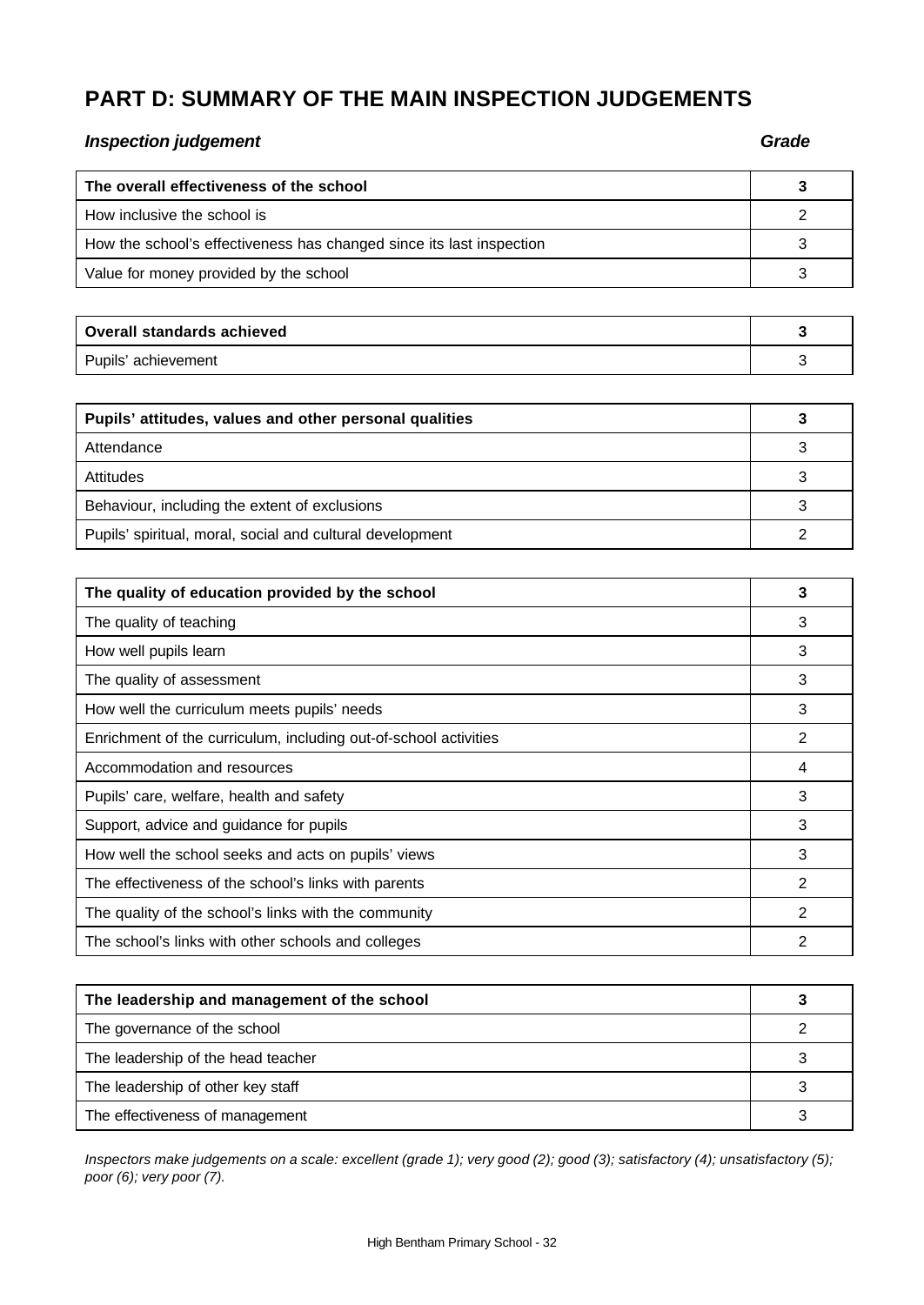# PART D: SUMMARY OF THE MAIN INSPECTION JUDGEMENTS

***Inspection judgement*** ***Grade***

| | |
|---|---|
| **The overall effectiveness of the school** | **3** |
| How inclusive the school is | 2 |
| How the school's effectiveness has changed since its last inspection | 3 |
| Value for money provided by the school | 3 |

| | |
|---|---|
| **Overall standards achieved** | **3** |
| Pupils' achievement | 3 |

| | |
|---|---|
| **Pupils' attitudes, values and other personal qualities** | **3** |
| Attendance | 3 |
| Attitudes | 3 |
| Behaviour, including the extent of exclusions | 3 |
| Pupils' spiritual, moral, social and cultural development | 2 |

| | |
|---|---|
| **The quality of education provided by the school** | **3** |
| The quality of teaching | 3 |
| How well pupils learn | 3 |
| The quality of assessment | 3 |
| How well the curriculum meets pupils' needs | 3 |
| Enrichment of the curriculum, including out-of-school activities | 2 |
| Accommodation and resources | 4 |
| Pupils' care, welfare, health and safety | 3 |
| Support, advice and guidance for pupils | 3 |
| How well the school seeks and acts on pupils' views | 3 |
| The effectiveness of the school's links with parents | 2 |
| The quality of the school's links with the community | 2 |
| The school's links with other schools and colleges | 2 |

| | |
|---|---|
| **The leadership and management of the school** | **3** |
| The governance of the school | 2 |
| The leadership of the head teacher | 3 |
| The leadership of other key staff | 3 |
| The effectiveness of management | 3 |

*Inspectors make judgements on a scale: excellent (grade 1); very good (2); good (3); satisfactory (4); unsatisfactory (5); poor (6); very poor (7).*